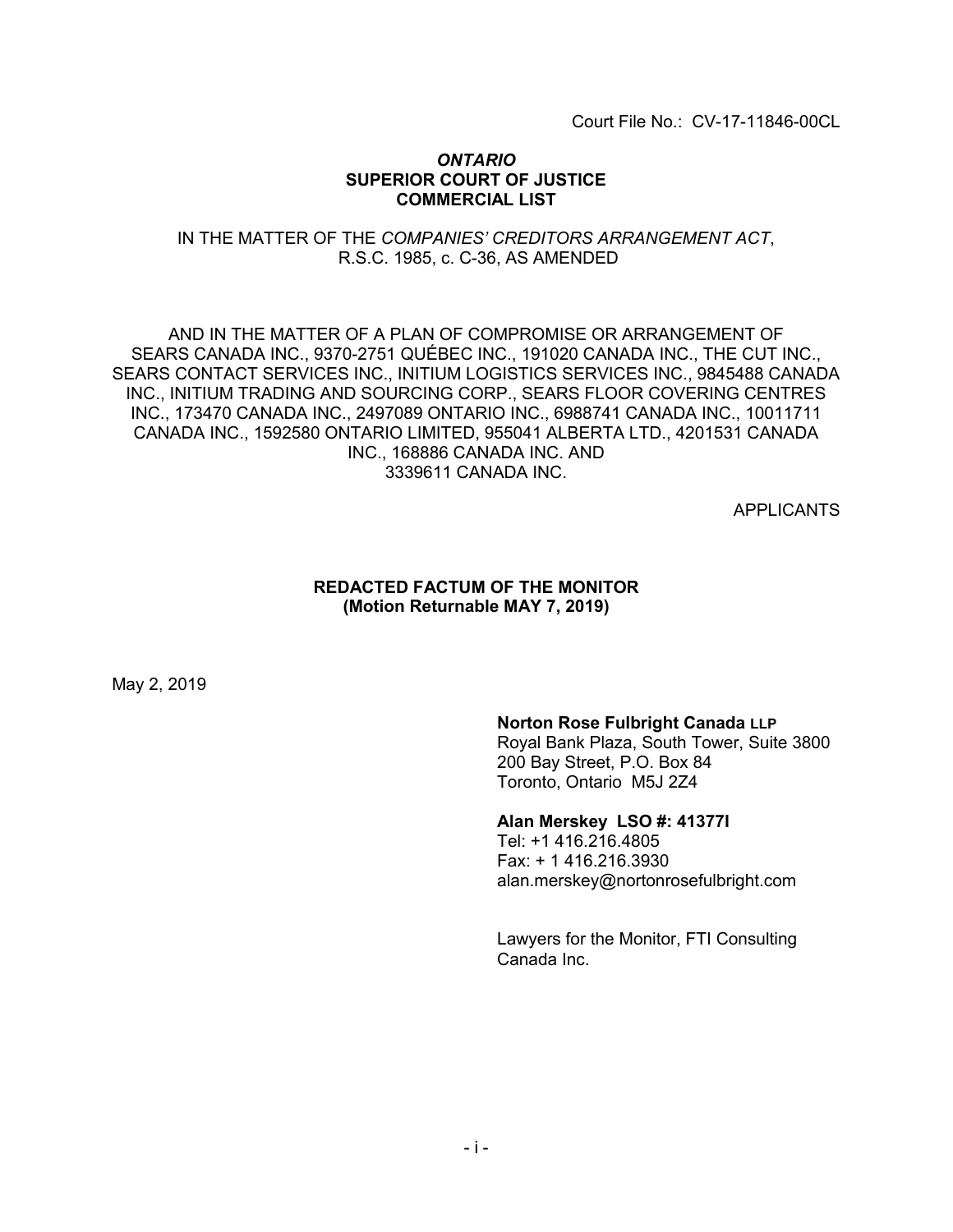Court File No.: CV-17-11846-00CL

***ONTARIO***
**SUPERIOR COURT OF JUSTICE**
**COMMERCIAL LIST**

IN THE MATTER OF THE *COMPANIES' CREDITORS ARRANGEMENT ACT*, R.S.C. 1985, c. C-36, AS AMENDED

AND IN THE MATTER OF A PLAN OF COMPROMISE OR ARRANGEMENT OF SEARS CANADA INC., 9370-2751 QUÉBEC INC., 191020 CANADA INC., THE CUT INC., SEARS CONTACT SERVICES INC., INITIUM LOGISTICS SERVICES INC., 9845488 CANADA INC., INITIUM TRADING AND SOURCING CORP., SEARS FLOOR COVERING CENTRES INC., 173470 CANADA INC., 2497089 ONTARIO INC., 6988741 CANADA INC., 10011711 CANADA INC., 1592580 ONTARIO LIMITED, 955041 ALBERTA LTD., 4201531 CANADA INC., 168886 CANADA INC. AND 3339611 CANADA INC.

APPLICANTS

**REDACTED FACTUM OF THE MONITOR**
**(Motion Returnable MAY 7, 2019)**

May 2, 2019

**Norton Rose Fulbright Canada LLP**
Royal Bank Plaza, South Tower, Suite 3800
200 Bay Street, P.O. Box 84
Toronto, Ontario M5J 2Z4

**Alan Merskey LSO #: 41377I**
Tel: +1 416.216.4805
Fax: + 1 416.216.3930
alan.merskey@nortonrosefulbright.com

Lawyers for the Monitor, FTI Consulting Canada Inc.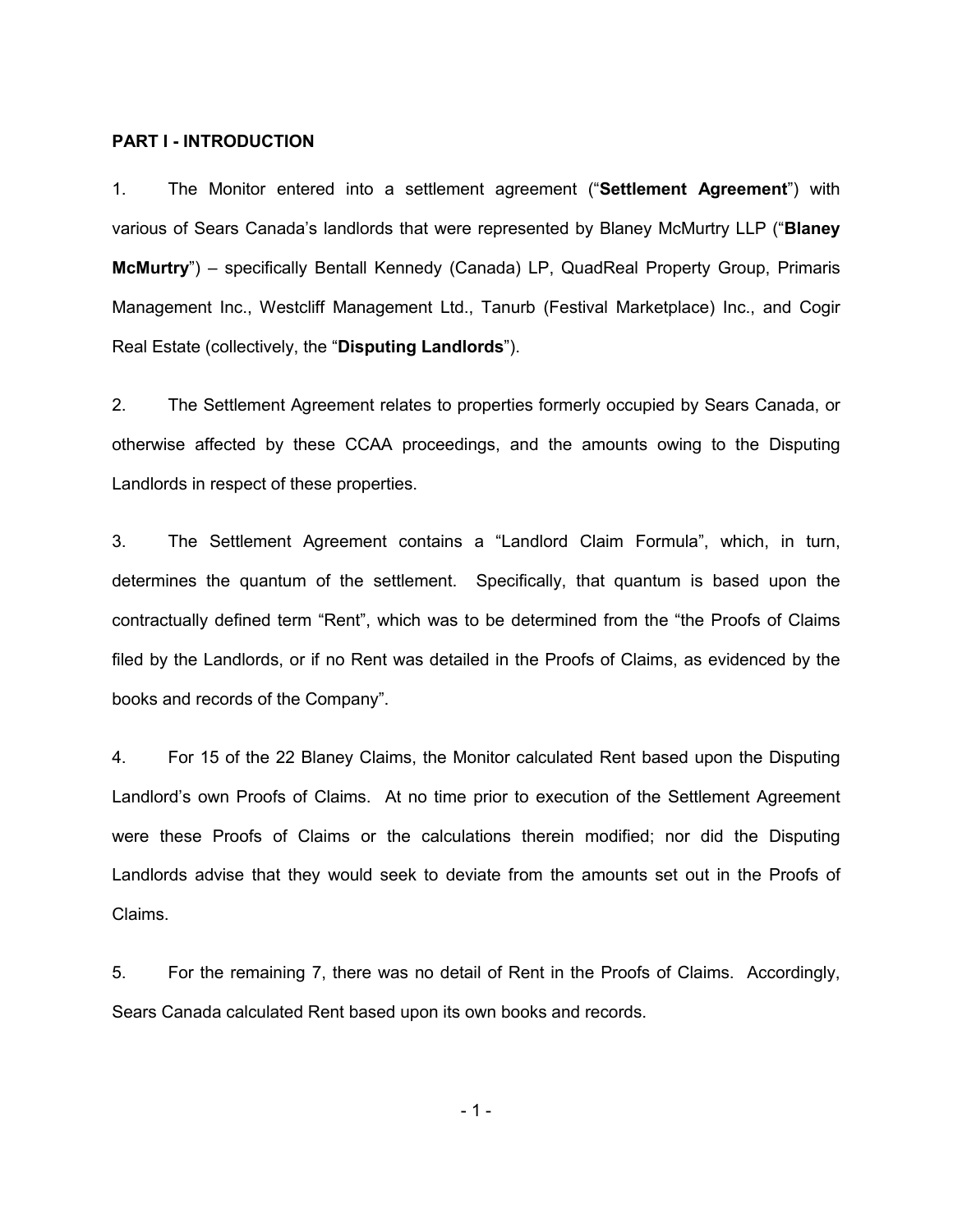## PART I - INTRODUCTION

1. The Monitor entered into a settlement agreement ("**Settlement Agreement**") with various of Sears Canada's landlords that were represented by Blaney McMurtry LLP ("**Blaney McMurtry**") – specifically Bentall Kennedy (Canada) LP, QuadReal Property Group, Primaris Management Inc., Westcliff Management Ltd., Tanurb (Festival Marketplace) Inc., and Cogir Real Estate (collectively, the "**Disputing Landlords**").

2. The Settlement Agreement relates to properties formerly occupied by Sears Canada, or otherwise affected by these CCAA proceedings, and the amounts owing to the Disputing Landlords in respect of these properties.

3. The Settlement Agreement contains a "Landlord Claim Formula", which, in turn, determines the quantum of the settlement. Specifically, that quantum is based upon the contractually defined term "Rent", which was to be determined from the "the Proofs of Claims filed by the Landlords, or if no Rent was detailed in the Proofs of Claims, as evidenced by the books and records of the Company".

4. For 15 of the 22 Blaney Claims, the Monitor calculated Rent based upon the Disputing Landlord's own Proofs of Claims. At no time prior to execution of the Settlement Agreement were these Proofs of Claims or the calculations therein modified; nor did the Disputing Landlords advise that they would seek to deviate from the amounts set out in the Proofs of Claims.

5. For the remaining 7, there was no detail of Rent in the Proofs of Claims. Accordingly, Sears Canada calculated Rent based upon its own books and records.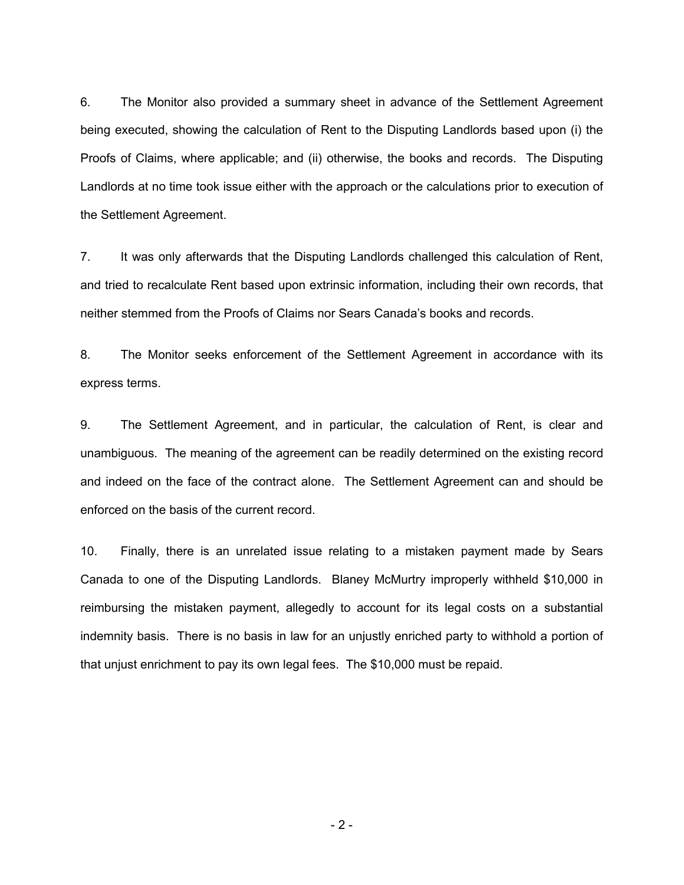6. The Monitor also provided a summary sheet in advance of the Settlement Agreement being executed, showing the calculation of Rent to the Disputing Landlords based upon (i) the Proofs of Claims, where applicable; and (ii) otherwise, the books and records. The Disputing Landlords at no time took issue either with the approach or the calculations prior to execution of the Settlement Agreement.

7. It was only afterwards that the Disputing Landlords challenged this calculation of Rent, and tried to recalculate Rent based upon extrinsic information, including their own records, that neither stemmed from the Proofs of Claims nor Sears Canada's books and records.

8. The Monitor seeks enforcement of the Settlement Agreement in accordance with its express terms.

9. The Settlement Agreement, and in particular, the calculation of Rent, is clear and unambiguous. The meaning of the agreement can be readily determined on the existing record and indeed on the face of the contract alone. The Settlement Agreement can and should be enforced on the basis of the current record.

10. Finally, there is an unrelated issue relating to a mistaken payment made by Sears Canada to one of the Disputing Landlords. Blaney McMurtry improperly withheld $10,000 in reimbursing the mistaken payment, allegedly to account for its legal costs on a substantial indemnity basis. There is no basis in law for an unjustly enriched party to withhold a portion of that unjust enrichment to pay its own legal fees. The $10,000 must be repaid.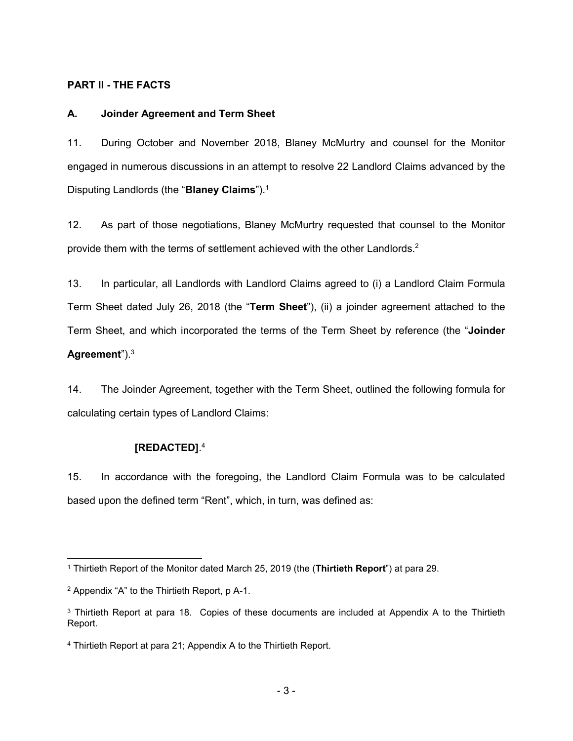## PART II - THE FACTS

### A. Joinder Agreement and Term Sheet

11. During October and November 2018, Blaney McMurtry and counsel for the Monitor engaged in numerous discussions in an attempt to resolve 22 Landlord Claims advanced by the Disputing Landlords (the "**Blaney Claims**").[1]

12. As part of those negotiations, Blaney McMurtry requested that counsel to the Monitor provide them with the terms of settlement achieved with the other Landlords.[2]

13. In particular, all Landlords with Landlord Claims agreed to (i) a Landlord Claim Formula Term Sheet dated July 26, 2018 (the "**Term Sheet**"), (ii) a joinder agreement attached to the Term Sheet, and which incorporated the terms of the Term Sheet by reference (the "**Joinder Agreement**").[3]

14. The Joinder Agreement, together with the Term Sheet, outlined the following formula for calculating certain types of Landlord Claims:

> **[REDACTED]**.[4]

15. In accordance with the foregoing, the Landlord Claim Formula was to be calculated based upon the defined term "Rent", which, in turn, was defined as:

---

[1] Thirtieth Report of the Monitor dated March 25, 2019 (the (**Thirtieth Report**") at para 29.

[2] Appendix "A" to the Thirtieth Report, p A-1.

[3] Thirtieth Report at para 18. Copies of these documents are included at Appendix A to the Thirtieth Report.

[4] Thirtieth Report at para 21; Appendix A to the Thirtieth Report.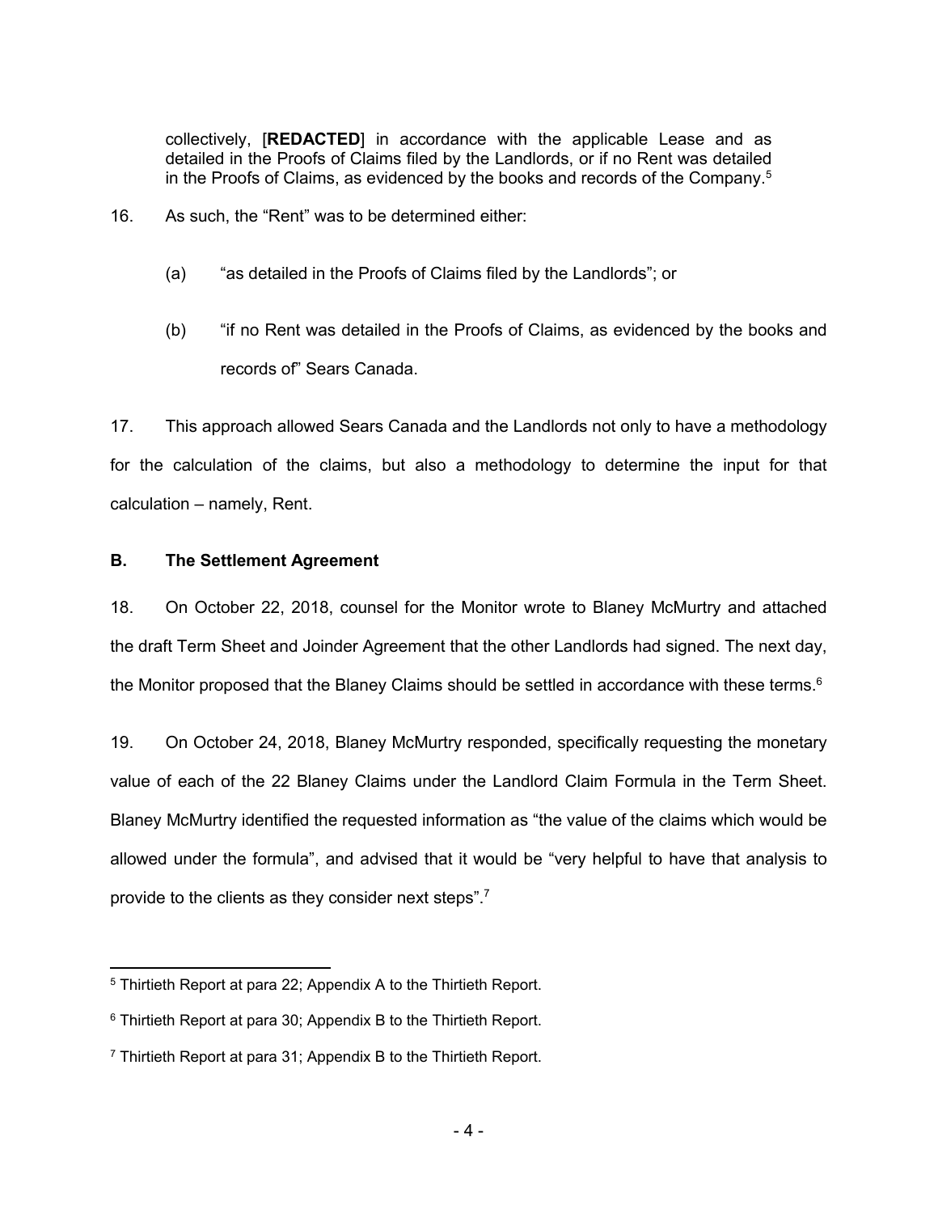> collectively, [**REDACTED**] in accordance with the applicable Lease and as detailed in the Proofs of Claims filed by the Landlords, or if no Rent was detailed in the Proofs of Claims, as evidenced by the books and records of the Company.[5]

16. As such, the "Rent" was to be determined either:

    (a) "as detailed in the Proofs of Claims filed by the Landlords"; or

    (b) "if no Rent was detailed in the Proofs of Claims, as evidenced by the books and records of" Sears Canada.

17. This approach allowed Sears Canada and the Landlords not only to have a methodology for the calculation of the claims, but also a methodology to determine the input for that calculation – namely, Rent.

### B. The Settlement Agreement

18. On October 22, 2018, counsel for the Monitor wrote to Blaney McMurtry and attached the draft Term Sheet and Joinder Agreement that the other Landlords had signed. The next day, the Monitor proposed that the Blaney Claims should be settled in accordance with these terms.[6]

19. On October 24, 2018, Blaney McMurtry responded, specifically requesting the monetary value of each of the 22 Blaney Claims under the Landlord Claim Formula in the Term Sheet. Blaney McMurtry identified the requested information as "the value of the claims which would be allowed under the formula", and advised that it would be "very helpful to have that analysis to provide to the clients as they consider next steps".[7]

---

[5] Thirtieth Report at para 22; Appendix A to the Thirtieth Report.

[6] Thirtieth Report at para 30; Appendix B to the Thirtieth Report.

[7] Thirtieth Report at para 31; Appendix B to the Thirtieth Report.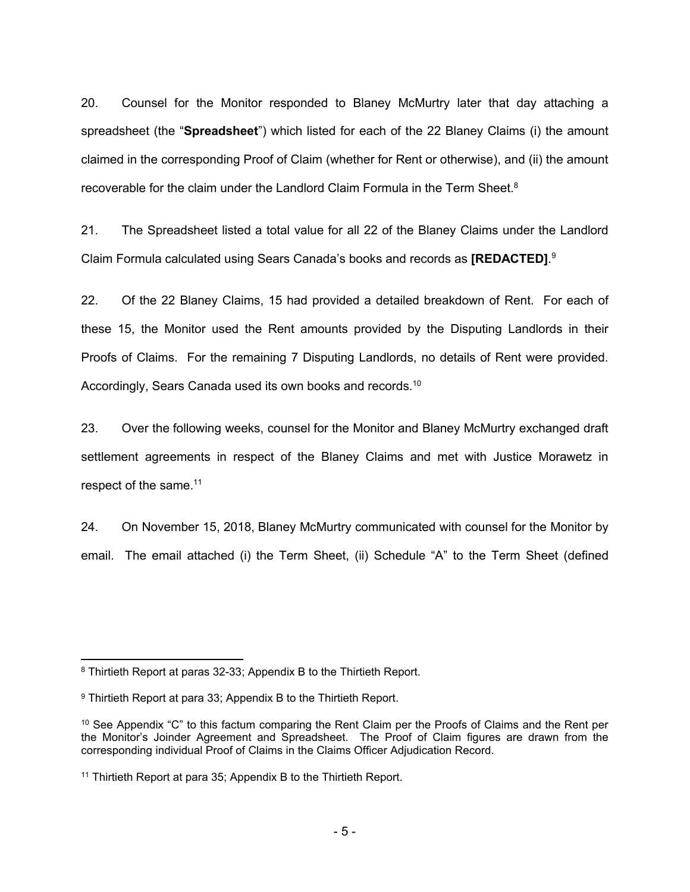20. Counsel for the Monitor responded to Blaney McMurtry later that day attaching a spreadsheet (the "**Spreadsheet**") which listed for each of the 22 Blaney Claims (i) the amount claimed in the corresponding Proof of Claim (whether for Rent or otherwise), and (ii) the amount recoverable for the claim under the Landlord Claim Formula in the Term Sheet.[8]

21. The Spreadsheet listed a total value for all 22 of the Blaney Claims under the Landlord Claim Formula calculated using Sears Canada's books and records as **[REDACTED]**.[9]

22. Of the 22 Blaney Claims, 15 had provided a detailed breakdown of Rent. For each of these 15, the Monitor used the Rent amounts provided by the Disputing Landlords in their Proofs of Claims. For the remaining 7 Disputing Landlords, no details of Rent were provided. Accordingly, Sears Canada used its own books and records.[10]

23. Over the following weeks, counsel for the Monitor and Blaney McMurtry exchanged draft settlement agreements in respect of the Blaney Claims and met with Justice Morawetz in respect of the same.[11]

24. On November 15, 2018, Blaney McMurtry communicated with counsel for the Monitor by email. The email attached (i) the Term Sheet, (ii) Schedule "A" to the Term Sheet (defined

---

[8] Thirtieth Report at paras 32-33; Appendix B to the Thirtieth Report.

[9] Thirtieth Report at para 33; Appendix B to the Thirtieth Report.

[10] See Appendix "C" to this factum comparing the Rent Claim per the Proofs of Claims and the Rent per the Monitor's Joinder Agreement and Spreadsheet. The Proof of Claim figures are drawn from the corresponding individual Proof of Claims in the Claims Officer Adjudication Record.

[11] Thirtieth Report at para 35; Appendix B to the Thirtieth Report.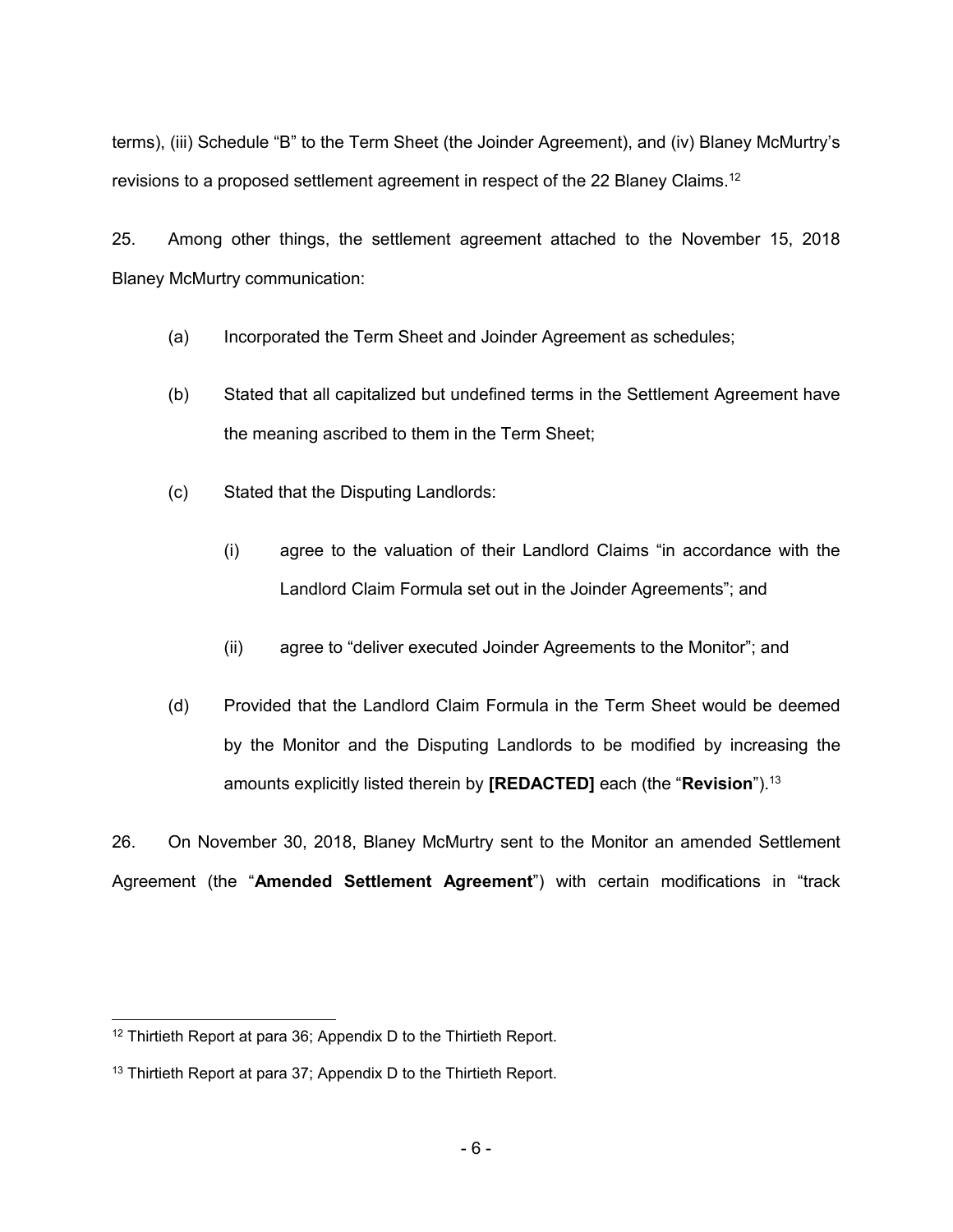terms), (iii) Schedule "B" to the Term Sheet (the Joinder Agreement), and (iv) Blaney McMurtry's revisions to a proposed settlement agreement in respect of the 22 Blaney Claims.[12]

25. Among other things, the settlement agreement attached to the November 15, 2018 Blaney McMurtry communication:

(a) Incorporated the Term Sheet and Joinder Agreement as schedules;

(b) Stated that all capitalized but undefined terms in the Settlement Agreement have the meaning ascribed to them in the Term Sheet;

(c) Stated that the Disputing Landlords:

(i) agree to the valuation of their Landlord Claims "in accordance with the Landlord Claim Formula set out in the Joinder Agreements"; and

(ii) agree to "deliver executed Joinder Agreements to the Monitor"; and

(d) Provided that the Landlord Claim Formula in the Term Sheet would be deemed by the Monitor and the Disputing Landlords to be modified by increasing the amounts explicitly listed therein by **[REDACTED]** each (the "**Revision**").[13]

26. On November 30, 2018, Blaney McMurtry sent to the Monitor an amended Settlement Agreement (the "**Amended Settlement Agreement**") with certain modifications in "track

[12] Thirtieth Report at para 36; Appendix D to the Thirtieth Report.

[13] Thirtieth Report at para 37; Appendix D to the Thirtieth Report.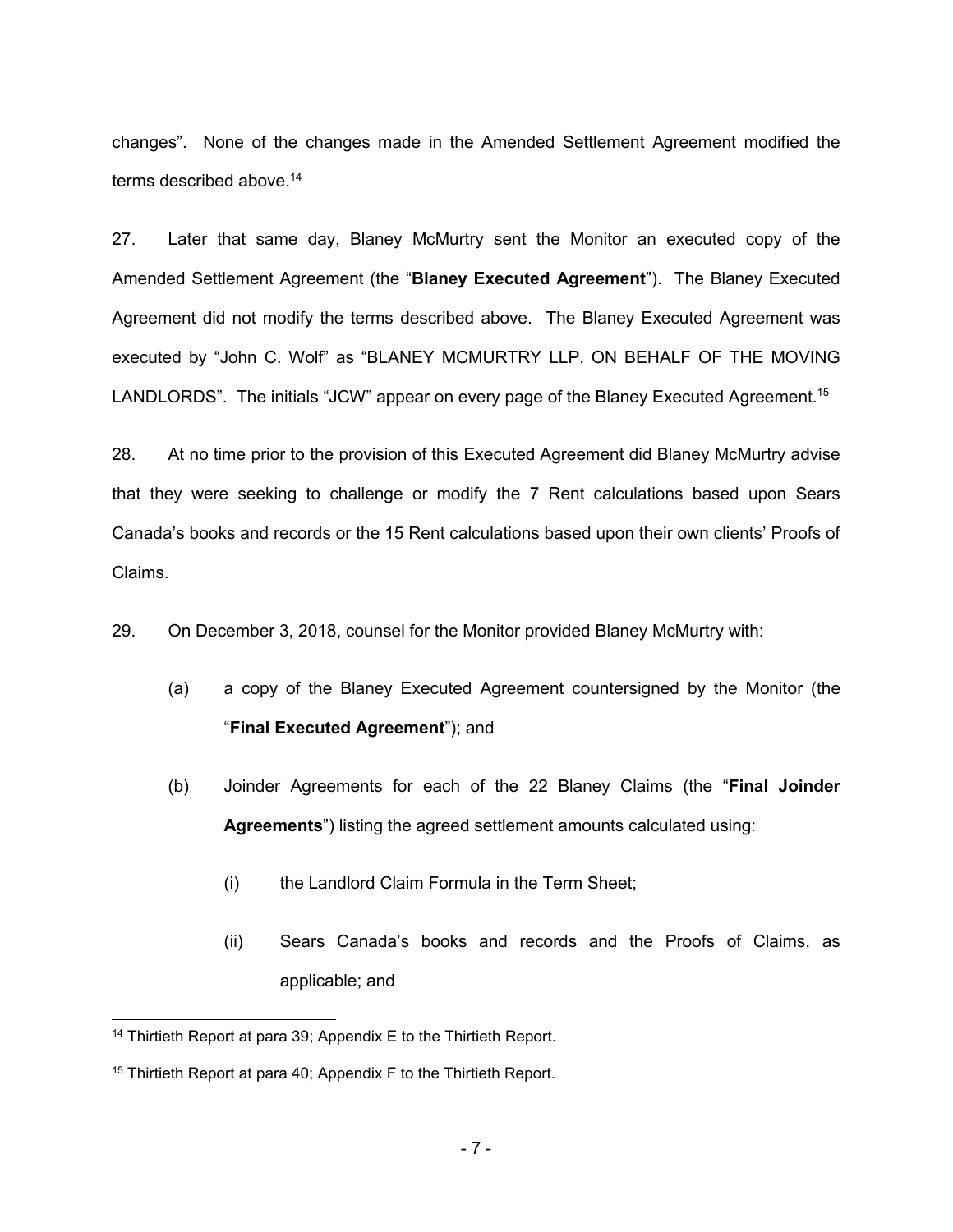changes". None of the changes made in the Amended Settlement Agreement modified the terms described above.[14]

27. Later that same day, Blaney McMurtry sent the Monitor an executed copy of the Amended Settlement Agreement (the "**Blaney Executed Agreement**"). The Blaney Executed Agreement did not modify the terms described above. The Blaney Executed Agreement was executed by "John C. Wolf" as "BLANEY MCMURTRY LLP, ON BEHALF OF THE MOVING LANDLORDS". The initials "JCW" appear on every page of the Blaney Executed Agreement.[15]

28. At no time prior to the provision of this Executed Agreement did Blaney McMurtry advise that they were seeking to challenge or modify the 7 Rent calculations based upon Sears Canada's books and records or the 15 Rent calculations based upon their own clients' Proofs of Claims.

29. On December 3, 2018, counsel for the Monitor provided Blaney McMurtry with:

(a) a copy of the Blaney Executed Agreement countersigned by the Monitor (the "**Final Executed Agreement**"); and

(b) Joinder Agreements for each of the 22 Blaney Claims (the "**Final Joinder Agreements**") listing the agreed settlement amounts calculated using:

(i) the Landlord Claim Formula in the Term Sheet;

(ii) Sears Canada's books and records and the Proofs of Claims, as applicable; and

---

[14] Thirtieth Report at para 39; Appendix E to the Thirtieth Report.

[15] Thirtieth Report at para 40; Appendix F to the Thirtieth Report.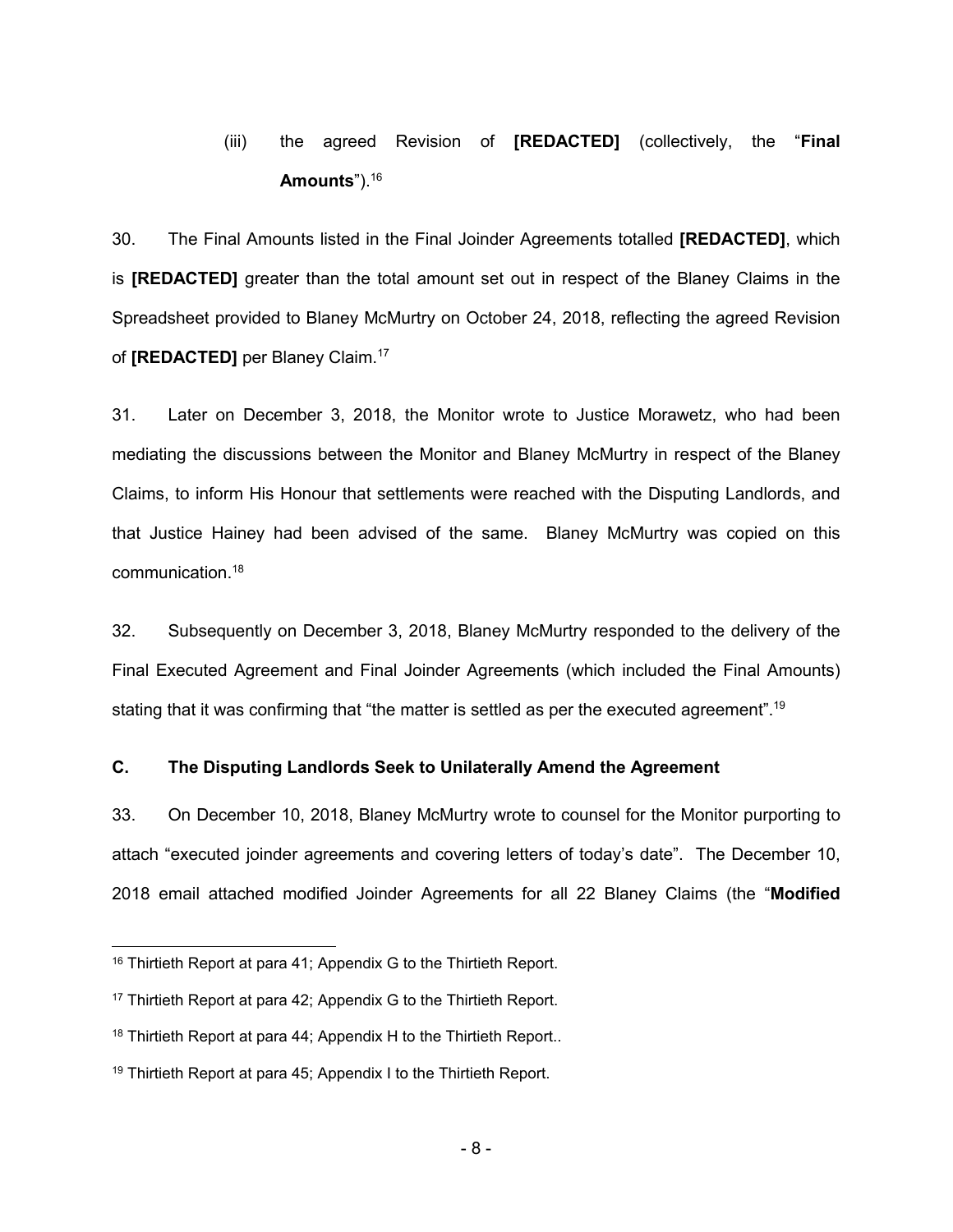(iii) the agreed Revision of **[REDACTED]** (collectively, the "**Final Amounts**").[16]

30. The Final Amounts listed in the Final Joinder Agreements totalled **[REDACTED]**, which is **[REDACTED]** greater than the total amount set out in respect of the Blaney Claims in the Spreadsheet provided to Blaney McMurtry on October 24, 2018, reflecting the agreed Revision of **[REDACTED]** per Blaney Claim.[17]

31. Later on December 3, 2018, the Monitor wrote to Justice Morawetz, who had been mediating the discussions between the Monitor and Blaney McMurtry in respect of the Blaney Claims, to inform His Honour that settlements were reached with the Disputing Landlords, and that Justice Hainey had been advised of the same. Blaney McMurtry was copied on this communication.[18]

32. Subsequently on December 3, 2018, Blaney McMurtry responded to the delivery of the Final Executed Agreement and Final Joinder Agreements (which included the Final Amounts) stating that it was confirming that "the matter is settled as per the executed agreement".[19]

### C. The Disputing Landlords Seek to Unilaterally Amend the Agreement

33. On December 10, 2018, Blaney McMurtry wrote to counsel for the Monitor purporting to attach "executed joinder agreements and covering letters of today's date". The December 10, 2018 email attached modified Joinder Agreements for all 22 Blaney Claims (the "**Modified**

---

[16] Thirtieth Report at para 41; Appendix G to the Thirtieth Report.

[17] Thirtieth Report at para 42; Appendix G to the Thirtieth Report.

[18] Thirtieth Report at para 44; Appendix H to the Thirtieth Report..

[19] Thirtieth Report at para 45; Appendix I to the Thirtieth Report.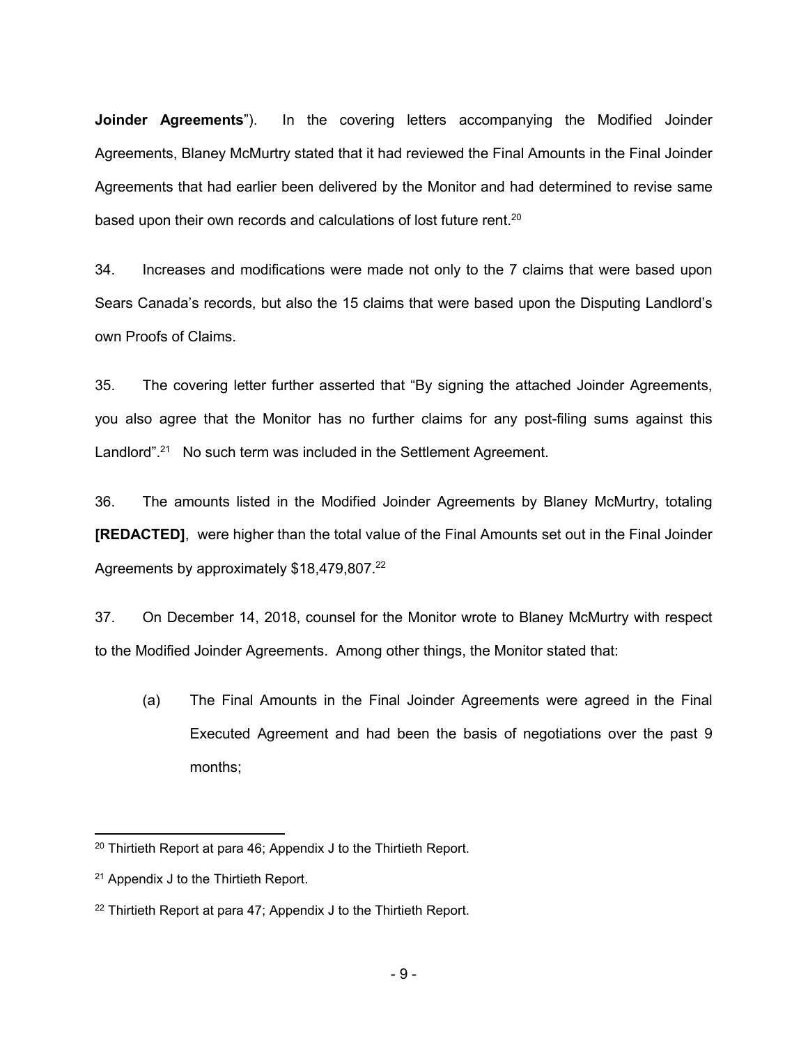**Joinder Agreements**"). In the covering letters accompanying the Modified Joinder Agreements, Blaney McMurtry stated that it had reviewed the Final Amounts in the Final Joinder Agreements that had earlier been delivered by the Monitor and had determined to revise same based upon their own records and calculations of lost future rent.[20]

34. Increases and modifications were made not only to the 7 claims that were based upon Sears Canada's records, but also the 15 claims that were based upon the Disputing Landlord's own Proofs of Claims.

35. The covering letter further asserted that "By signing the attached Joinder Agreements, you also agree that the Monitor has no further claims for any post-filing sums against this Landlord".[21] No such term was included in the Settlement Agreement.

36. The amounts listed in the Modified Joinder Agreements by Blaney McMurtry, totaling **[REDACTED]**, were higher than the total value of the Final Amounts set out in the Final Joinder Agreements by approximately $18,479,807.[22]

37. On December 14, 2018, counsel for the Monitor wrote to Blaney McMurtry with respect to the Modified Joinder Agreements. Among other things, the Monitor stated that:

(a) The Final Amounts in the Final Joinder Agreements were agreed in the Final Executed Agreement and had been the basis of negotiations over the past 9 months;

---

[20] Thirtieth Report at para 46; Appendix J to the Thirtieth Report.

[21] Appendix J to the Thirtieth Report.

[22] Thirtieth Report at para 47; Appendix J to the Thirtieth Report.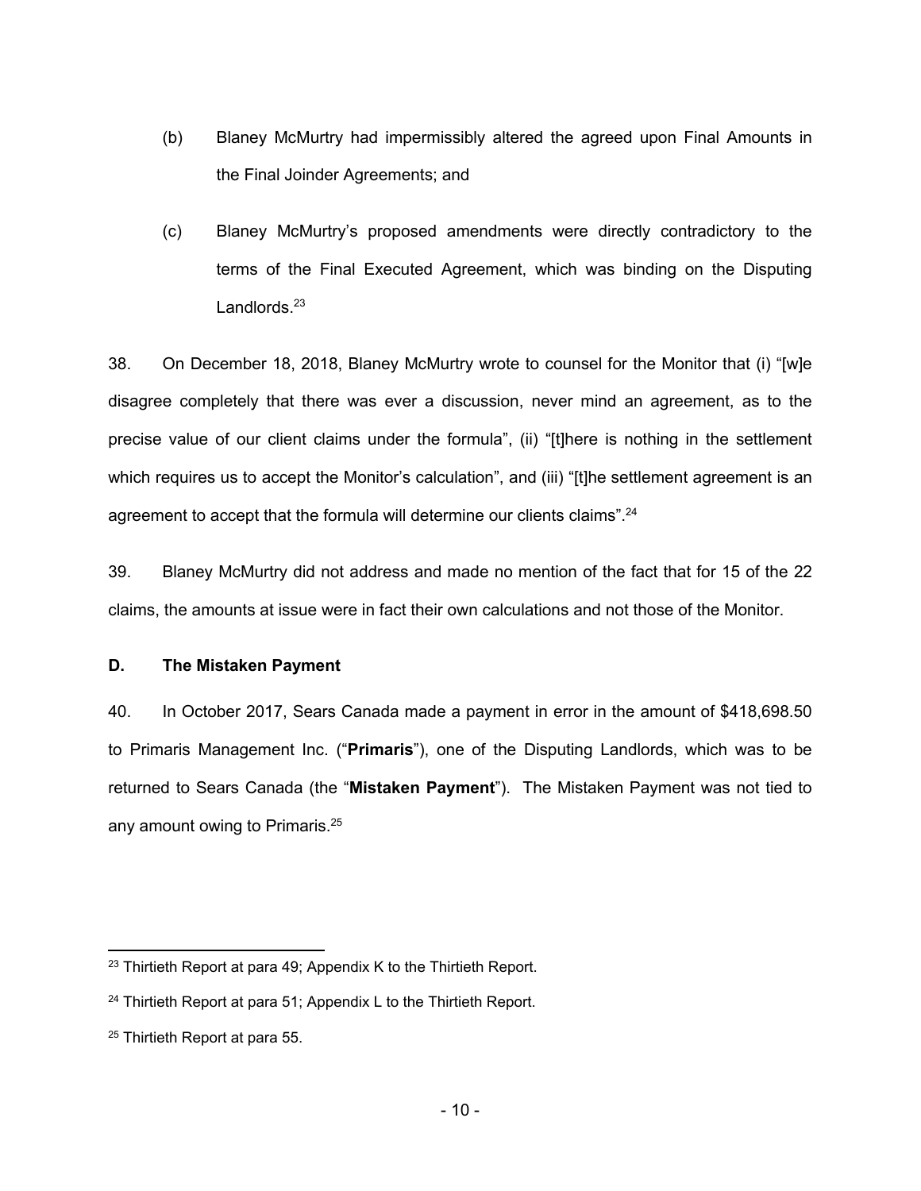(b) Blaney McMurtry had impermissibly altered the agreed upon Final Amounts in the Final Joinder Agreements; and

(c) Blaney McMurtry's proposed amendments were directly contradictory to the terms of the Final Executed Agreement, which was binding on the Disputing Landlords.[23]

38. On December 18, 2018, Blaney McMurtry wrote to counsel for the Monitor that (i) "[w]e disagree completely that there was ever a discussion, never mind an agreement, as to the precise value of our client claims under the formula", (ii) "[t]here is nothing in the settlement which requires us to accept the Monitor's calculation", and (iii) "[t]he settlement agreement is an agreement to accept that the formula will determine our clients claims".[24]

39. Blaney McMurtry did not address and made no mention of the fact that for 15 of the 22 claims, the amounts at issue were in fact their own calculations and not those of the Monitor.

**D. The Mistaken Payment**

40. In October 2017, Sears Canada made a payment in error in the amount of $418,698.50 to Primaris Management Inc. ("**Primaris**"), one of the Disputing Landlords, which was to be returned to Sears Canada (the "**Mistaken Payment**"). The Mistaken Payment was not tied to any amount owing to Primaris.[25]

---

[23] Thirtieth Report at para 49; Appendix K to the Thirtieth Report.

[24] Thirtieth Report at para 51; Appendix L to the Thirtieth Report.

[25] Thirtieth Report at para 55.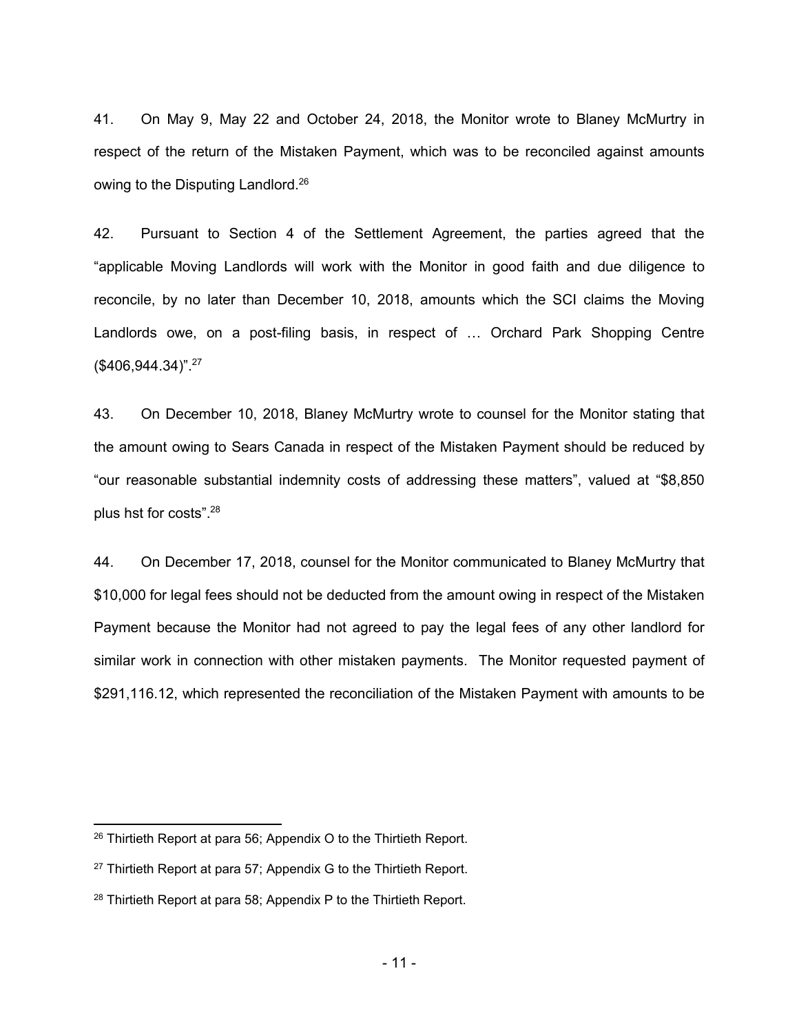41. On May 9, May 22 and October 24, 2018, the Monitor wrote to Blaney McMurtry in respect of the return of the Mistaken Payment, which was to be reconciled against amounts owing to the Disputing Landlord.[26]

42. Pursuant to Section 4 of the Settlement Agreement, the parties agreed that the "applicable Moving Landlords will work with the Monitor in good faith and due diligence to reconcile, by no later than December 10, 2018, amounts which the SCI claims the Moving Landlords owe, on a post-filing basis, in respect of … Orchard Park Shopping Centre ($406,944.34)".[27]

43. On December 10, 2018, Blaney McMurtry wrote to counsel for the Monitor stating that the amount owing to Sears Canada in respect of the Mistaken Payment should be reduced by "our reasonable substantial indemnity costs of addressing these matters", valued at "$8,850 plus hst for costs".[28]

44. On December 17, 2018, counsel for the Monitor communicated to Blaney McMurtry that $10,000 for legal fees should not be deducted from the amount owing in respect of the Mistaken Payment because the Monitor had not agreed to pay the legal fees of any other landlord for similar work in connection with other mistaken payments. The Monitor requested payment of $291,116.12, which represented the reconciliation of the Mistaken Payment with amounts to be

---

[26] Thirtieth Report at para 56; Appendix O to the Thirtieth Report.

[27] Thirtieth Report at para 57; Appendix G to the Thirtieth Report.

[28] Thirtieth Report at para 58; Appendix P to the Thirtieth Report.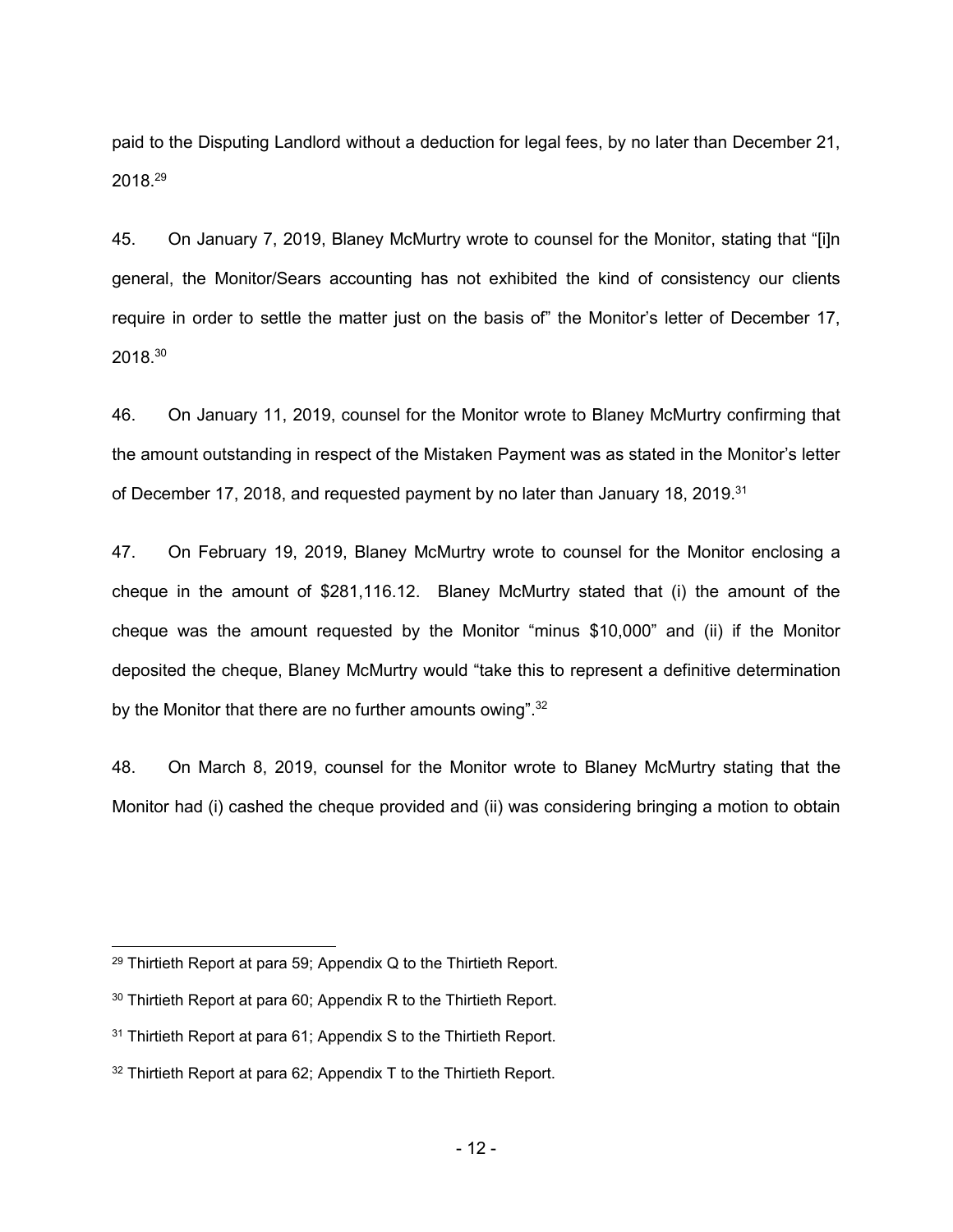paid to the Disputing Landlord without a deduction for legal fees, by no later than December 21, 2018.[29]

45. On January 7, 2019, Blaney McMurtry wrote to counsel for the Monitor, stating that "[i]n general, the Monitor/Sears accounting has not exhibited the kind of consistency our clients require in order to settle the matter just on the basis of" the Monitor's letter of December 17, 2018.[30]

46. On January 11, 2019, counsel for the Monitor wrote to Blaney McMurtry confirming that the amount outstanding in respect of the Mistaken Payment was as stated in the Monitor's letter of December 17, 2018, and requested payment by no later than January 18, 2019.[31]

47. On February 19, 2019, Blaney McMurtry wrote to counsel for the Monitor enclosing a cheque in the amount of $281,116.12. Blaney McMurtry stated that (i) the amount of the cheque was the amount requested by the Monitor "minus $10,000" and (ii) if the Monitor deposited the cheque, Blaney McMurtry would "take this to represent a definitive determination by the Monitor that there are no further amounts owing".[32]

48. On March 8, 2019, counsel for the Monitor wrote to Blaney McMurtry stating that the Monitor had (i) cashed the cheque provided and (ii) was considering bringing a motion to obtain

---

[29] Thirtieth Report at para 59; Appendix Q to the Thirtieth Report.

[30] Thirtieth Report at para 60; Appendix R to the Thirtieth Report.

[31] Thirtieth Report at para 61; Appendix S to the Thirtieth Report.

[32] Thirtieth Report at para 62; Appendix T to the Thirtieth Report.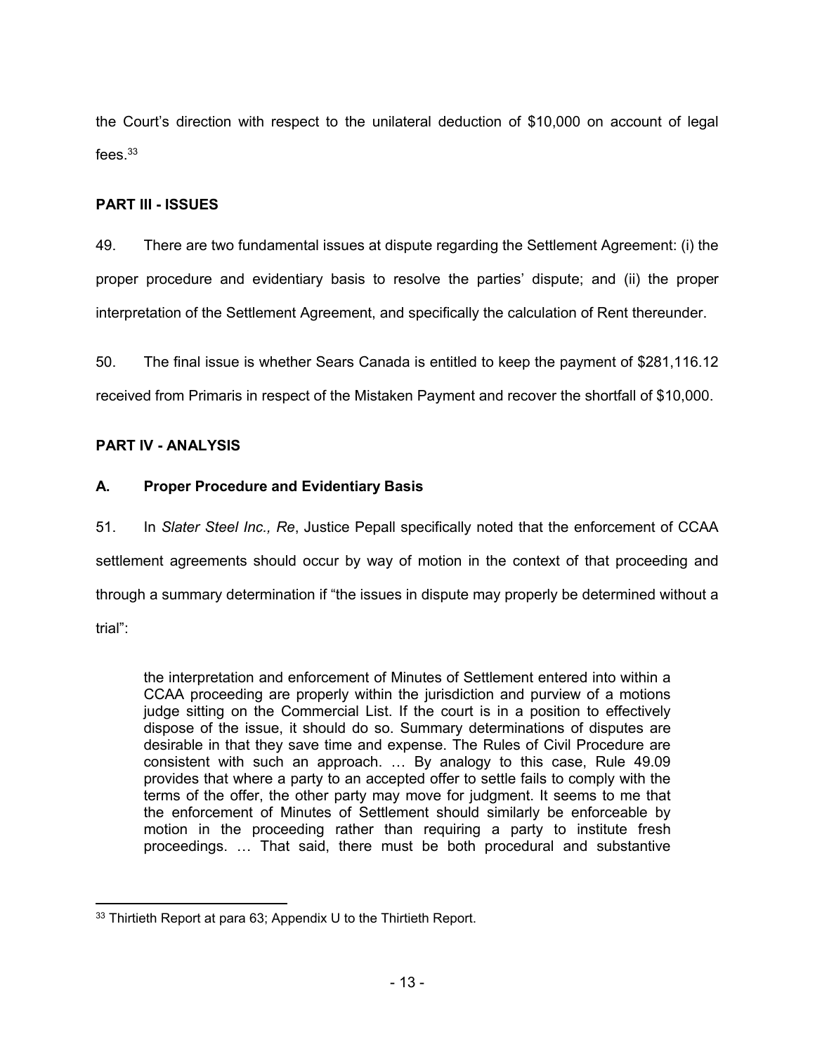the Court's direction with respect to the unilateral deduction of $10,000 on account of legal fees.[33]

## PART III - ISSUES

49. There are two fundamental issues at dispute regarding the Settlement Agreement: (i) the proper procedure and evidentiary basis to resolve the parties' dispute; and (ii) the proper interpretation of the Settlement Agreement, and specifically the calculation of Rent thereunder.

50. The final issue is whether Sears Canada is entitled to keep the payment of $281,116.12 received from Primaris in respect of the Mistaken Payment and recover the shortfall of $10,000.

## PART IV - ANALYSIS

### A. Proper Procedure and Evidentiary Basis

51. In *Slater Steel Inc., Re*, Justice Pepall specifically noted that the enforcement of CCAA settlement agreements should occur by way of motion in the context of that proceeding and through a summary determination if "the issues in dispute may properly be determined without a trial":

> the interpretation and enforcement of Minutes of Settlement entered into within a CCAA proceeding are properly within the jurisdiction and purview of a motions judge sitting on the Commercial List. If the court is in a position to effectively dispose of the issue, it should do so. Summary determinations of disputes are desirable in that they save time and expense. The Rules of Civil Procedure are consistent with such an approach. … By analogy to this case, Rule 49.09 provides that where a party to an accepted offer to settle fails to comply with the terms of the offer, the other party may move for judgment. It seems to me that the enforcement of Minutes of Settlement should similarly be enforceable by motion in the proceeding rather than requiring a party to institute fresh proceedings. … That said, there must be both procedural and substantive

---

[33] Thirtieth Report at para 63; Appendix U to the Thirtieth Report.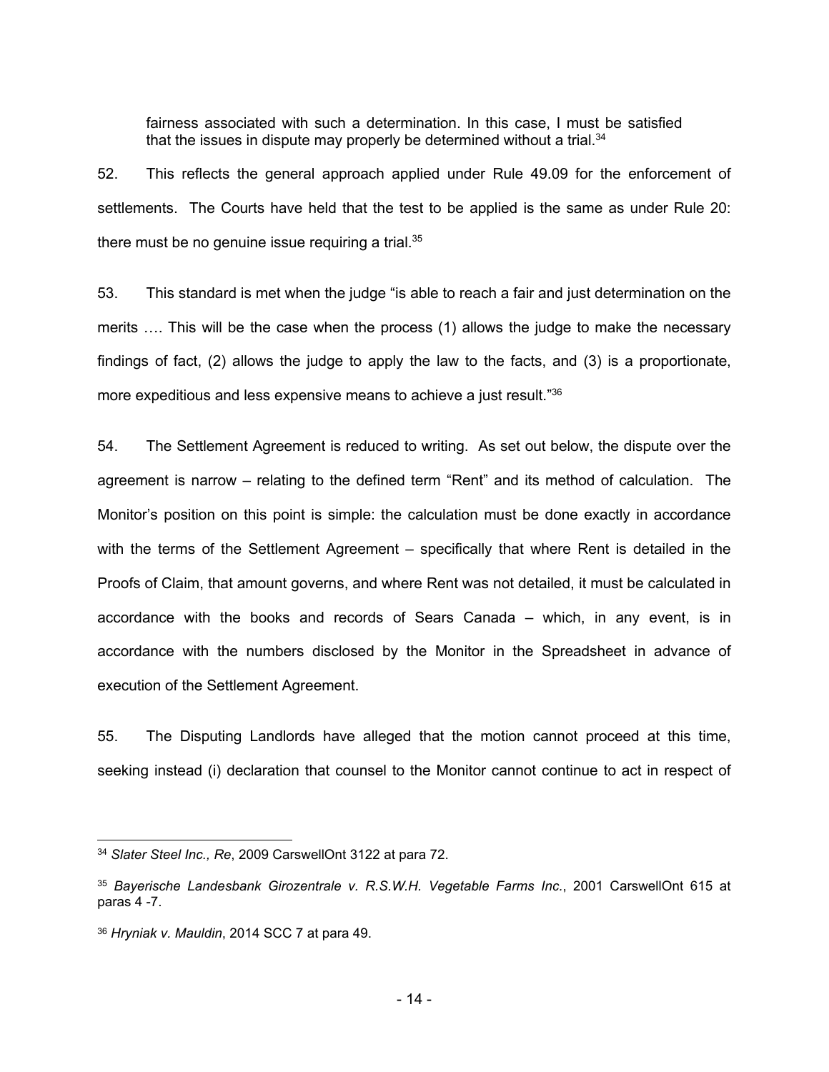> fairness associated with such a determination. In this case, I must be satisfied that the issues in dispute may properly be determined without a trial.[34]

52. This reflects the general approach applied under Rule 49.09 for the enforcement of settlements. The Courts have held that the test to be applied is the same as under Rule 20: there must be no genuine issue requiring a trial.[35]

53. This standard is met when the judge "is able to reach a fair and just determination on the merits …. This will be the case when the process (1) allows the judge to make the necessary findings of fact, (2) allows the judge to apply the law to the facts, and (3) is a proportionate, more expeditious and less expensive means to achieve a just result."[36]

54. The Settlement Agreement is reduced to writing. As set out below, the dispute over the agreement is narrow – relating to the defined term "Rent" and its method of calculation. The Monitor's position on this point is simple: the calculation must be done exactly in accordance with the terms of the Settlement Agreement – specifically that where Rent is detailed in the Proofs of Claim, that amount governs, and where Rent was not detailed, it must be calculated in accordance with the books and records of Sears Canada – which, in any event, is in accordance with the numbers disclosed by the Monitor in the Spreadsheet in advance of execution of the Settlement Agreement.

55. The Disputing Landlords have alleged that the motion cannot proceed at this time, seeking instead (i) declaration that counsel to the Monitor cannot continue to act in respect of

---

[34] *Slater Steel Inc., Re*, 2009 CarswellOnt 3122 at para 72.

[35] *Bayerische Landesbank Girozentrale v. R.S.W.H. Vegetable Farms Inc.*, 2001 CarswellOnt 615 at paras 4 -7.

[36] *Hryniak v. Mauldin*, 2014 SCC 7 at para 49.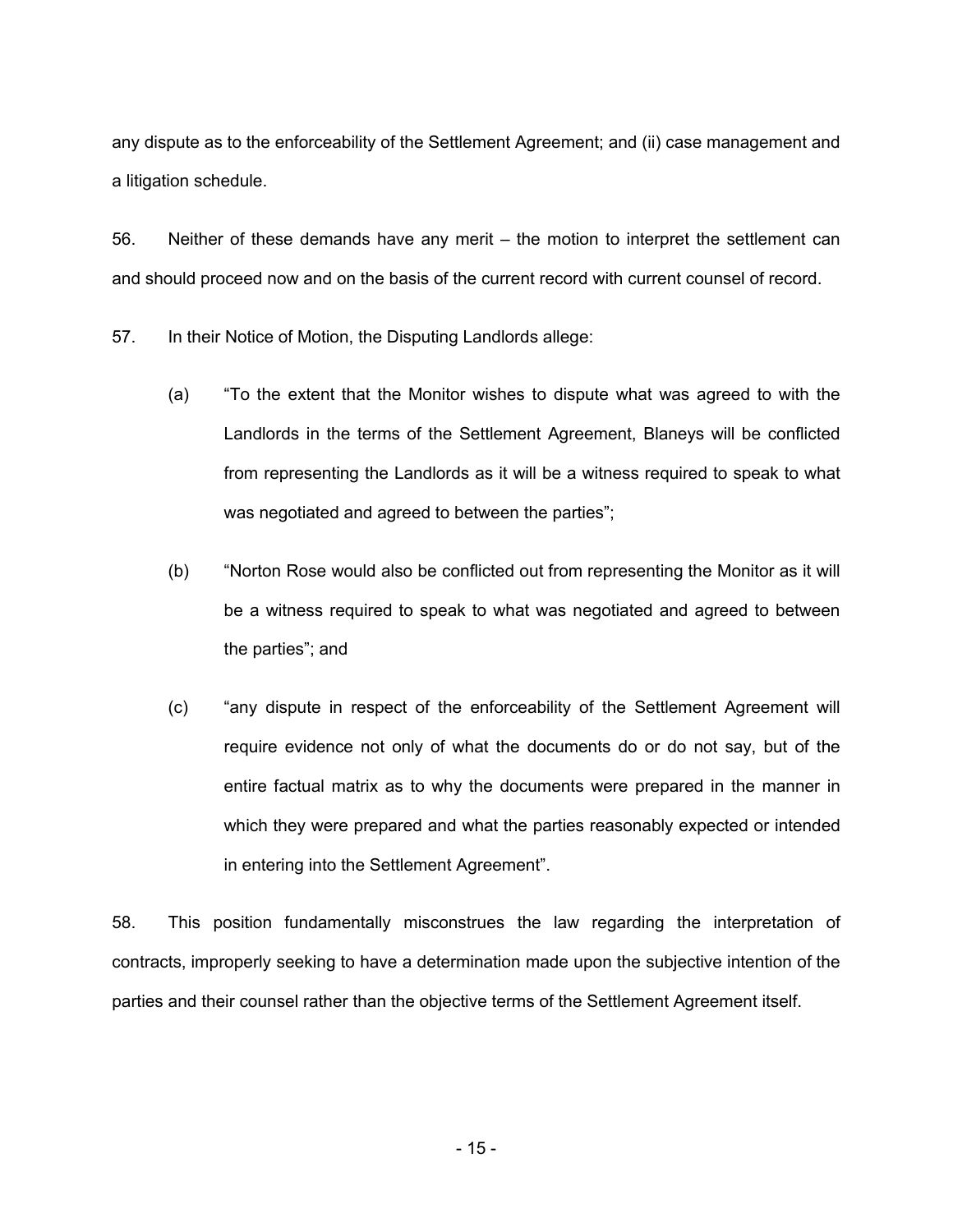any dispute as to the enforceability of the Settlement Agreement; and (ii) case management and a litigation schedule.

56. Neither of these demands have any merit – the motion to interpret the settlement can and should proceed now and on the basis of the current record with current counsel of record.

57. In their Notice of Motion, the Disputing Landlords allege:

(a) "To the extent that the Monitor wishes to dispute what was agreed to with the Landlords in the terms of the Settlement Agreement, Blaneys will be conflicted from representing the Landlords as it will be a witness required to speak to what was negotiated and agreed to between the parties";

(b) "Norton Rose would also be conflicted out from representing the Monitor as it will be a witness required to speak to what was negotiated and agreed to between the parties"; and

(c) "any dispute in respect of the enforceability of the Settlement Agreement will require evidence not only of what the documents do or do not say, but of the entire factual matrix as to why the documents were prepared in the manner in which they were prepared and what the parties reasonably expected or intended in entering into the Settlement Agreement".

58. This position fundamentally misconstrues the law regarding the interpretation of contracts, improperly seeking to have a determination made upon the subjective intention of the parties and their counsel rather than the objective terms of the Settlement Agreement itself.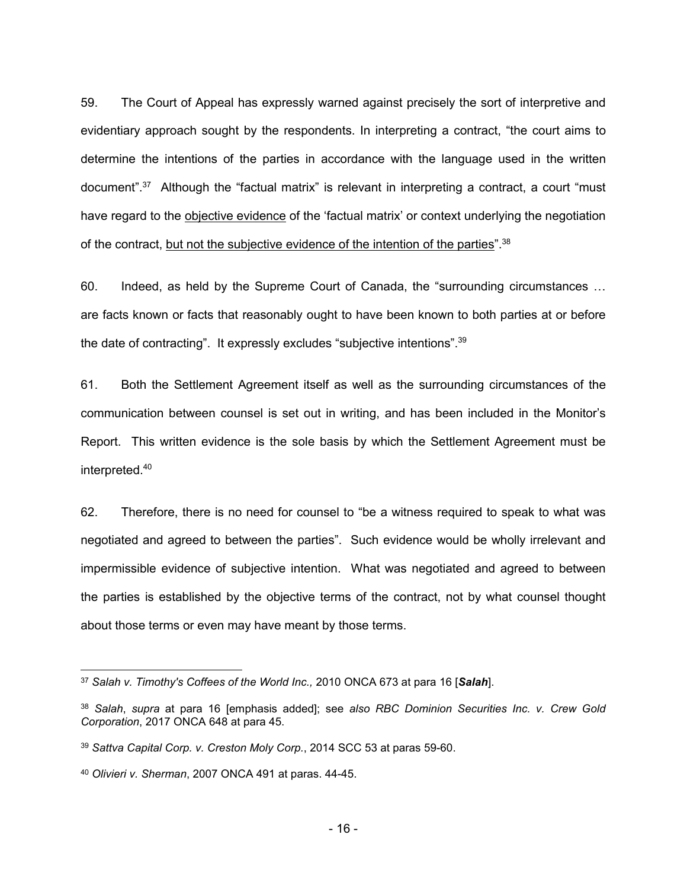59. The Court of Appeal has expressly warned against precisely the sort of interpretive and evidentiary approach sought by the respondents. In interpreting a contract, "the court aims to determine the intentions of the parties in accordance with the language used in the written document".[37] Although the "factual matrix" is relevant in interpreting a contract, a court "must have regard to the <u>objective evidence</u> of the 'factual matrix' or context underlying the negotiation of the contract, <u>but not the subjective evidence of the intention of the parties</u>".[38]

60. Indeed, as held by the Supreme Court of Canada, the "surrounding circumstances … are facts known or facts that reasonably ought to have been known to both parties at or before the date of contracting". It expressly excludes "subjective intentions".[39]

61. Both the Settlement Agreement itself as well as the surrounding circumstances of the communication between counsel is set out in writing, and has been included in the Monitor's Report. This written evidence is the sole basis by which the Settlement Agreement must be interpreted.[40]

62. Therefore, there is no need for counsel to "be a witness required to speak to what was negotiated and agreed to between the parties". Such evidence would be wholly irrelevant and impermissible evidence of subjective intention. What was negotiated and agreed to between the parties is established by the objective terms of the contract, not by what counsel thought about those terms or even may have meant by those terms.

---

[37] *Salah v. Timothy's Coffees of the World Inc.,* 2010 ONCA 673 at para 16 [***Salah***].

[38] *Salah*, *supra* at para 16 [emphasis added]; see *also RBC Dominion Securities Inc. v. Crew Gold Corporation*, 2017 ONCA 648 at para 45.

[39] *Sattva Capital Corp. v. Creston Moly Corp.*, 2014 SCC 53 at paras 59-60.

[40] *Olivieri v. Sherman*, 2007 ONCA 491 at paras. 44-45.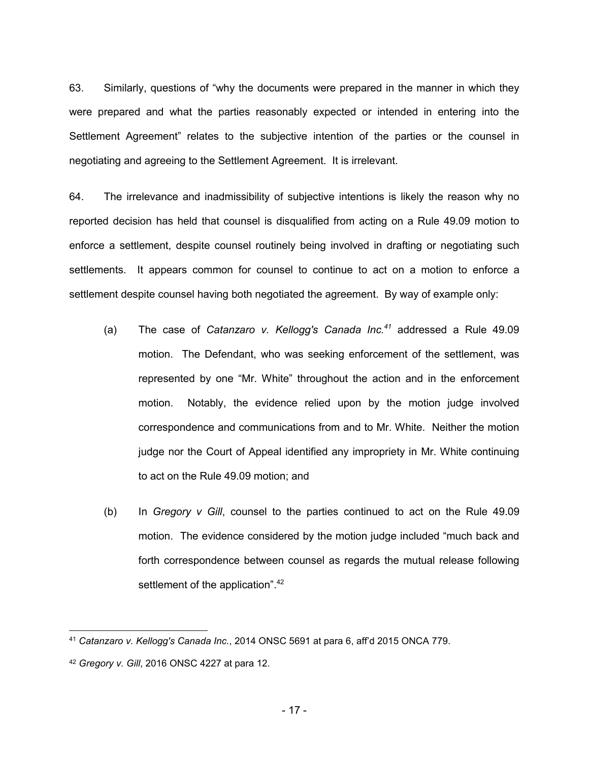63. Similarly, questions of "why the documents were prepared in the manner in which they were prepared and what the parties reasonably expected or intended in entering into the Settlement Agreement" relates to the subjective intention of the parties or the counsel in negotiating and agreeing to the Settlement Agreement. It is irrelevant.

64. The irrelevance and inadmissibility of subjective intentions is likely the reason why no reported decision has held that counsel is disqualified from acting on a Rule 49.09 motion to enforce a settlement, despite counsel routinely being involved in drafting or negotiating such settlements. It appears common for counsel to continue to act on a motion to enforce a settlement despite counsel having both negotiated the agreement. By way of example only:

(a) The case of *Catanzaro v. Kellogg's Canada Inc.*[41] addressed a Rule 49.09 motion. The Defendant, who was seeking enforcement of the settlement, was represented by one "Mr. White" throughout the action and in the enforcement motion. Notably, the evidence relied upon by the motion judge involved correspondence and communications from and to Mr. White. Neither the motion judge nor the Court of Appeal identified any impropriety in Mr. White continuing to act on the Rule 49.09 motion; and

(b) In *Gregory v Gill*, counsel to the parties continued to act on the Rule 49.09 motion. The evidence considered by the motion judge included "much back and forth correspondence between counsel as regards the mutual release following settlement of the application".[42]

---

[41] *Catanzaro v. Kellogg's Canada Inc.*, 2014 ONSC 5691 at para 6, aff'd 2015 ONCA 779.

[42] *Gregory v. Gill*, 2016 ONSC 4227 at para 12.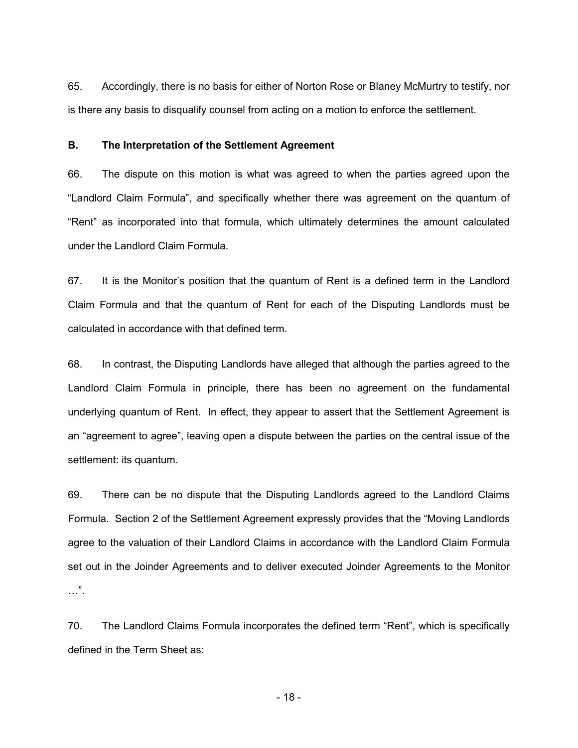65. Accordingly, there is no basis for either of Norton Rose or Blaney McMurtry to testify, nor is there any basis to disqualify counsel from acting on a motion to enforce the settlement.

**B. The Interpretation of the Settlement Agreement**

66. The dispute on this motion is what was agreed to when the parties agreed upon the "Landlord Claim Formula", and specifically whether there was agreement on the quantum of "Rent" as incorporated into that formula, which ultimately determines the amount calculated under the Landlord Claim Formula.

67. It is the Monitor's position that the quantum of Rent is a defined term in the Landlord Claim Formula and that the quantum of Rent for each of the Disputing Landlords must be calculated in accordance with that defined term.

68. In contrast, the Disputing Landlords have alleged that although the parties agreed to the Landlord Claim Formula in principle, there has been no agreement on the fundamental underlying quantum of Rent. In effect, they appear to assert that the Settlement Agreement is an "agreement to agree", leaving open a dispute between the parties on the central issue of the settlement: its quantum.

69. There can be no dispute that the Disputing Landlords agreed to the Landlord Claims Formula. Section 2 of the Settlement Agreement expressly provides that the "Moving Landlords agree to the valuation of their Landlord Claims in accordance with the Landlord Claim Formula set out in the Joinder Agreements and to deliver executed Joinder Agreements to the Monitor …".

70. The Landlord Claims Formula incorporates the defined term "Rent", which is specifically defined in the Term Sheet as: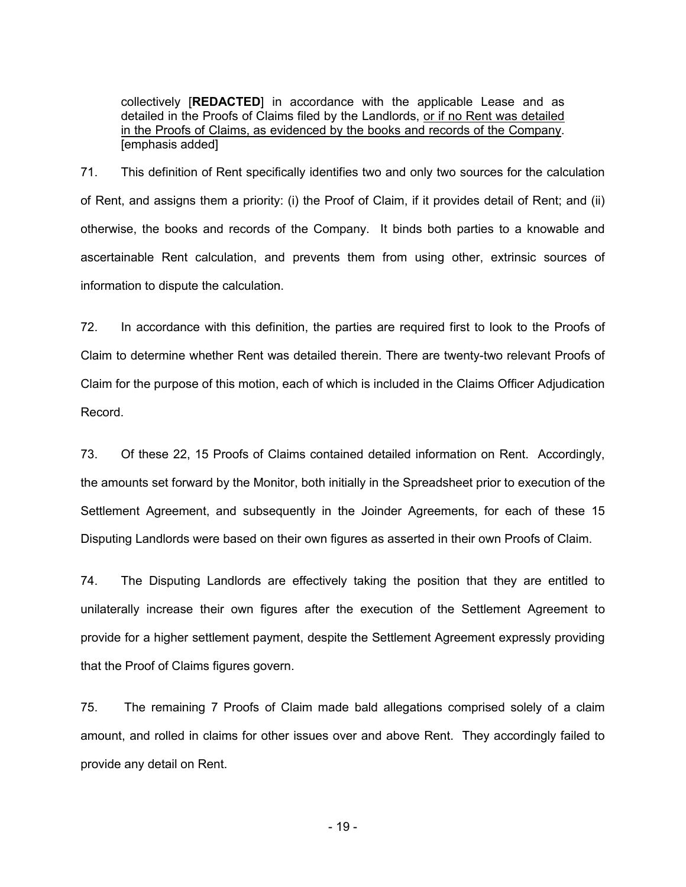> collectively [**REDACTED**] in accordance with the applicable Lease and as detailed in the Proofs of Claims filed by the Landlords, <u>or if no Rent was detailed in the Proofs of Claims, as evidenced by the books and records of the Company</u>. [emphasis added]

71. This definition of Rent specifically identifies two and only two sources for the calculation of Rent, and assigns them a priority: (i) the Proof of Claim, if it provides detail of Rent; and (ii) otherwise, the books and records of the Company. It binds both parties to a knowable and ascertainable Rent calculation, and prevents them from using other, extrinsic sources of information to dispute the calculation.

72. In accordance with this definition, the parties are required first to look to the Proofs of Claim to determine whether Rent was detailed therein. There are twenty-two relevant Proofs of Claim for the purpose of this motion, each of which is included in the Claims Officer Adjudication Record.

73. Of these 22, 15 Proofs of Claims contained detailed information on Rent. Accordingly, the amounts set forward by the Monitor, both initially in the Spreadsheet prior to execution of the Settlement Agreement, and subsequently in the Joinder Agreements, for each of these 15 Disputing Landlords were based on their own figures as asserted in their own Proofs of Claim.

74. The Disputing Landlords are effectively taking the position that they are entitled to unilaterally increase their own figures after the execution of the Settlement Agreement to provide for a higher settlement payment, despite the Settlement Agreement expressly providing that the Proof of Claims figures govern.

75. The remaining 7 Proofs of Claim made bald allegations comprised solely of a claim amount, and rolled in claims for other issues over and above Rent. They accordingly failed to provide any detail on Rent.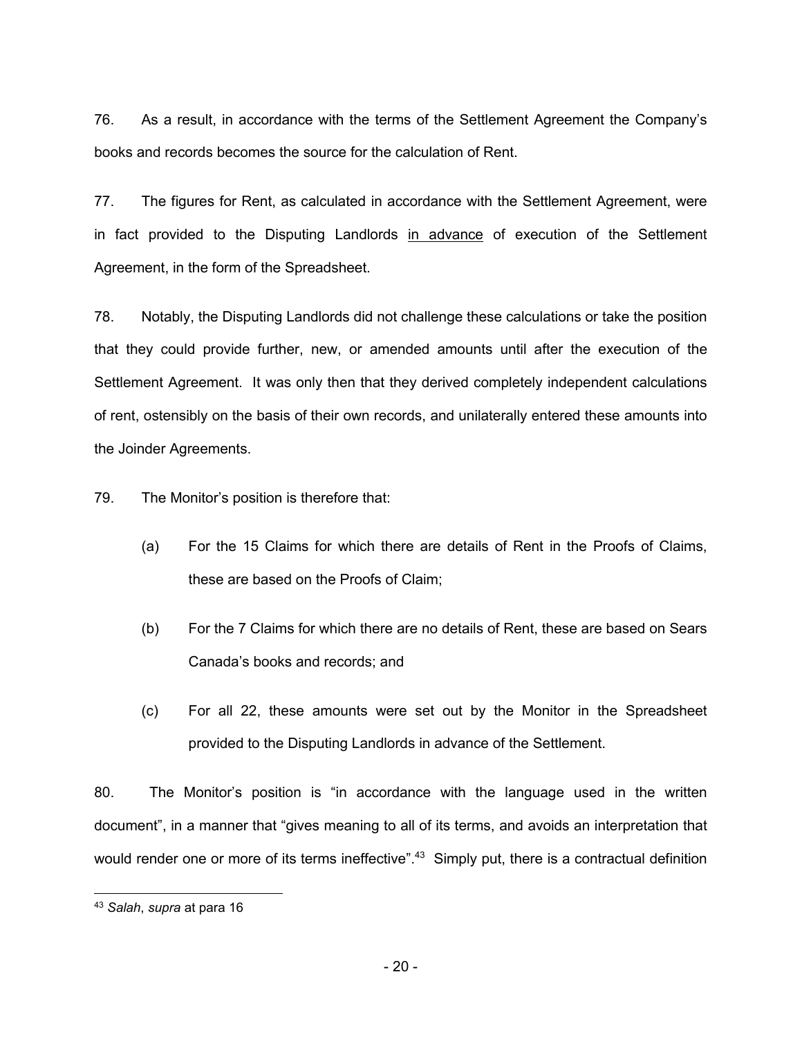76. As a result, in accordance with the terms of the Settlement Agreement the Company's books and records becomes the source for the calculation of Rent.

77. The figures for Rent, as calculated in accordance with the Settlement Agreement, were in fact provided to the Disputing Landlords <u>in advance</u> of execution of the Settlement Agreement, in the form of the Spreadsheet.

78. Notably, the Disputing Landlords did not challenge these calculations or take the position that they could provide further, new, or amended amounts until after the execution of the Settlement Agreement. It was only then that they derived completely independent calculations of rent, ostensibly on the basis of their own records, and unilaterally entered these amounts into the Joinder Agreements.

79. The Monitor's position is therefore that:

(a) For the 15 Claims for which there are details of Rent in the Proofs of Claims, these are based on the Proofs of Claim;

(b) For the 7 Claims for which there are no details of Rent, these are based on Sears Canada's books and records; and

(c) For all 22, these amounts were set out by the Monitor in the Spreadsheet provided to the Disputing Landlords in advance of the Settlement.

80. The Monitor's position is "in accordance with the language used in the written document", in a manner that "gives meaning to all of its terms, and avoids an interpretation that would render one or more of its terms ineffective".[43] Simply put, there is a contractual definition

[43] *Salah*, *supra* at para 16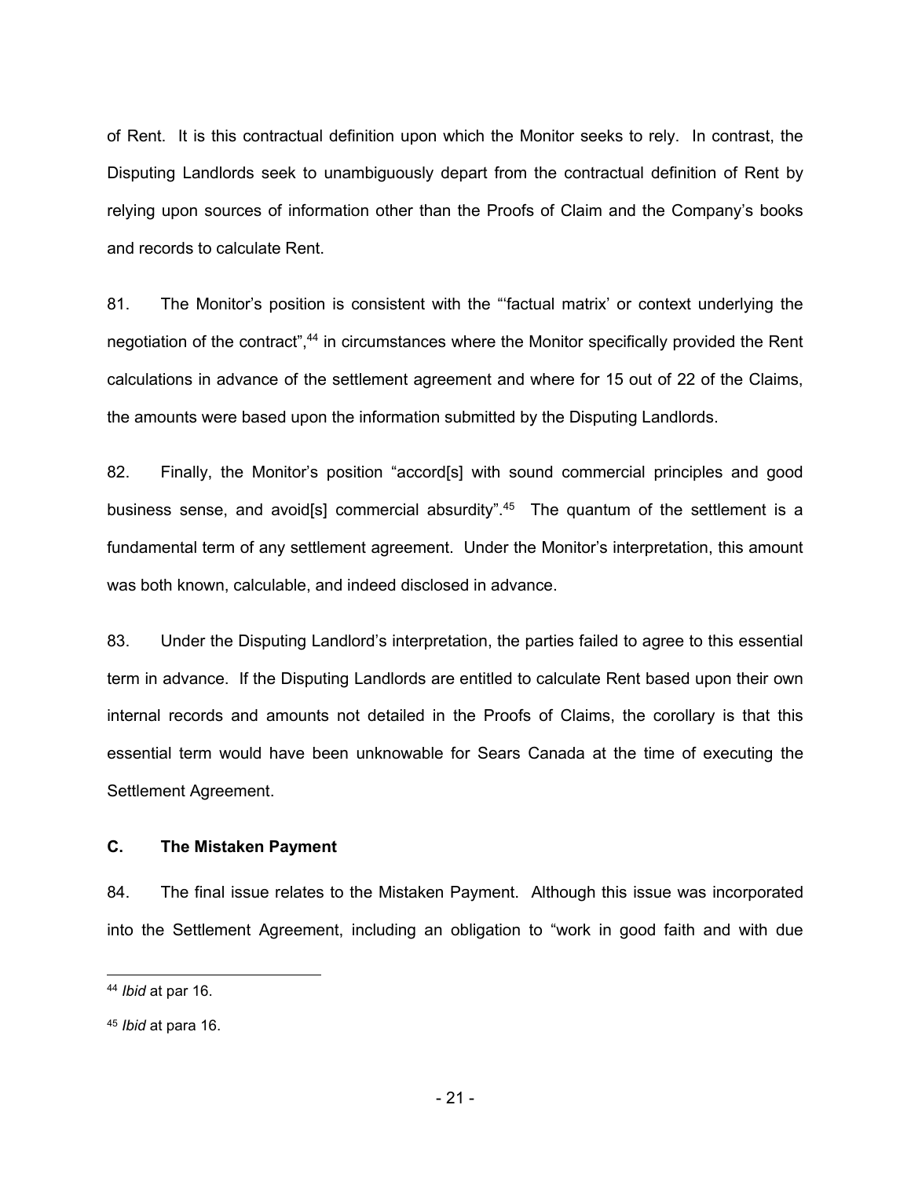of Rent. It is this contractual definition upon which the Monitor seeks to rely. In contrast, the Disputing Landlords seek to unambiguously depart from the contractual definition of Rent by relying upon sources of information other than the Proofs of Claim and the Company's books and records to calculate Rent.

81. The Monitor's position is consistent with the "'factual matrix' or context underlying the negotiation of the contract",[44] in circumstances where the Monitor specifically provided the Rent calculations in advance of the settlement agreement and where for 15 out of 22 of the Claims, the amounts were based upon the information submitted by the Disputing Landlords.

82. Finally, the Monitor's position "accord[s] with sound commercial principles and good business sense, and avoid[s] commercial absurdity".[45] The quantum of the settlement is a fundamental term of any settlement agreement. Under the Monitor's interpretation, this amount was both known, calculable, and indeed disclosed in advance.

83. Under the Disputing Landlord's interpretation, the parties failed to agree to this essential term in advance. If the Disputing Landlords are entitled to calculate Rent based upon their own internal records and amounts not detailed in the Proofs of Claims, the corollary is that this essential term would have been unknowable for Sears Canada at the time of executing the Settlement Agreement.

### C. The Mistaken Payment

84. The final issue relates to the Mistaken Payment. Although this issue was incorporated into the Settlement Agreement, including an obligation to "work in good faith and with due

---

[44] *Ibid* at par 16.

[45] *Ibid* at para 16.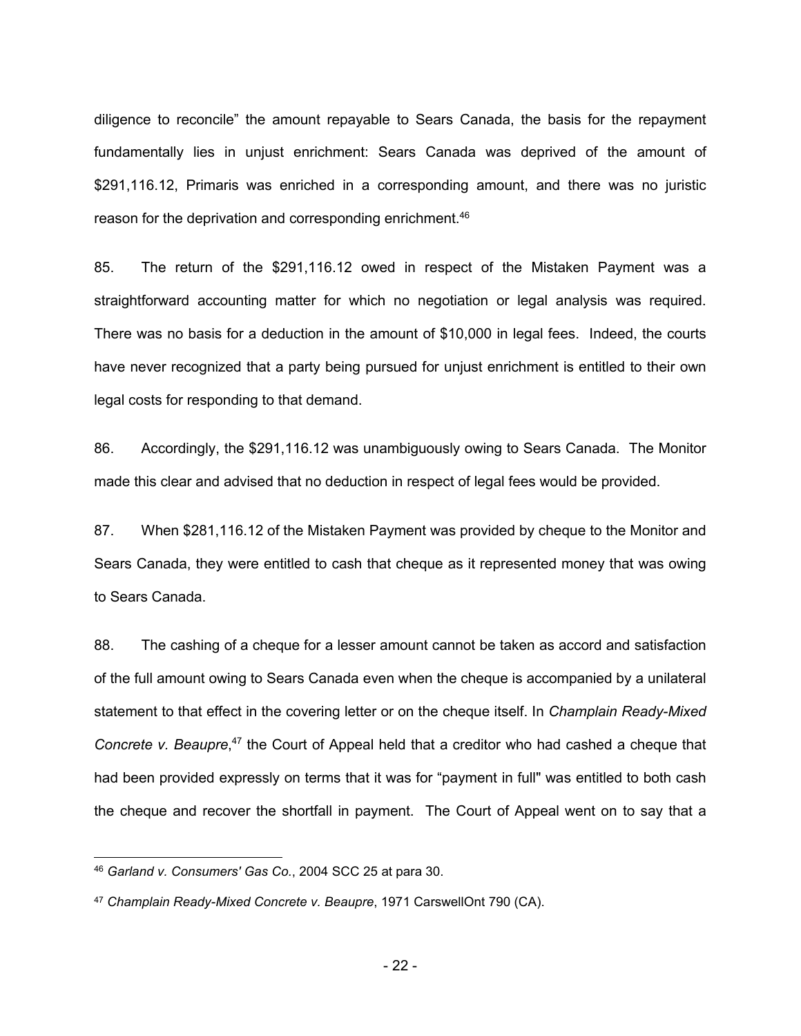diligence to reconcile" the amount repayable to Sears Canada, the basis for the repayment fundamentally lies in unjust enrichment: Sears Canada was deprived of the amount of $291,116.12, Primaris was enriched in a corresponding amount, and there was no juristic reason for the deprivation and corresponding enrichment.[46]

85. The return of the $291,116.12 owed in respect of the Mistaken Payment was a straightforward accounting matter for which no negotiation or legal analysis was required. There was no basis for a deduction in the amount of $10,000 in legal fees. Indeed, the courts have never recognized that a party being pursued for unjust enrichment is entitled to their own legal costs for responding to that demand.

86. Accordingly, the $291,116.12 was unambiguously owing to Sears Canada. The Monitor made this clear and advised that no deduction in respect of legal fees would be provided.

87. When $281,116.12 of the Mistaken Payment was provided by cheque to the Monitor and Sears Canada, they were entitled to cash that cheque as it represented money that was owing to Sears Canada.

88. The cashing of a cheque for a lesser amount cannot be taken as accord and satisfaction of the full amount owing to Sears Canada even when the cheque is accompanied by a unilateral statement to that effect in the covering letter or on the cheque itself. In *Champlain Ready-Mixed Concrete v. Beaupre*,[47] the Court of Appeal held that a creditor who had cashed a cheque that had been provided expressly on terms that it was for "payment in full" was entitled to both cash the cheque and recover the shortfall in payment. The Court of Appeal went on to say that a

---

[46] *Garland v. Consumers' Gas Co.*, 2004 SCC 25 at para 30.

[47] *Champlain Ready-Mixed Concrete v. Beaupre*, 1971 CarswellOnt 790 (CA).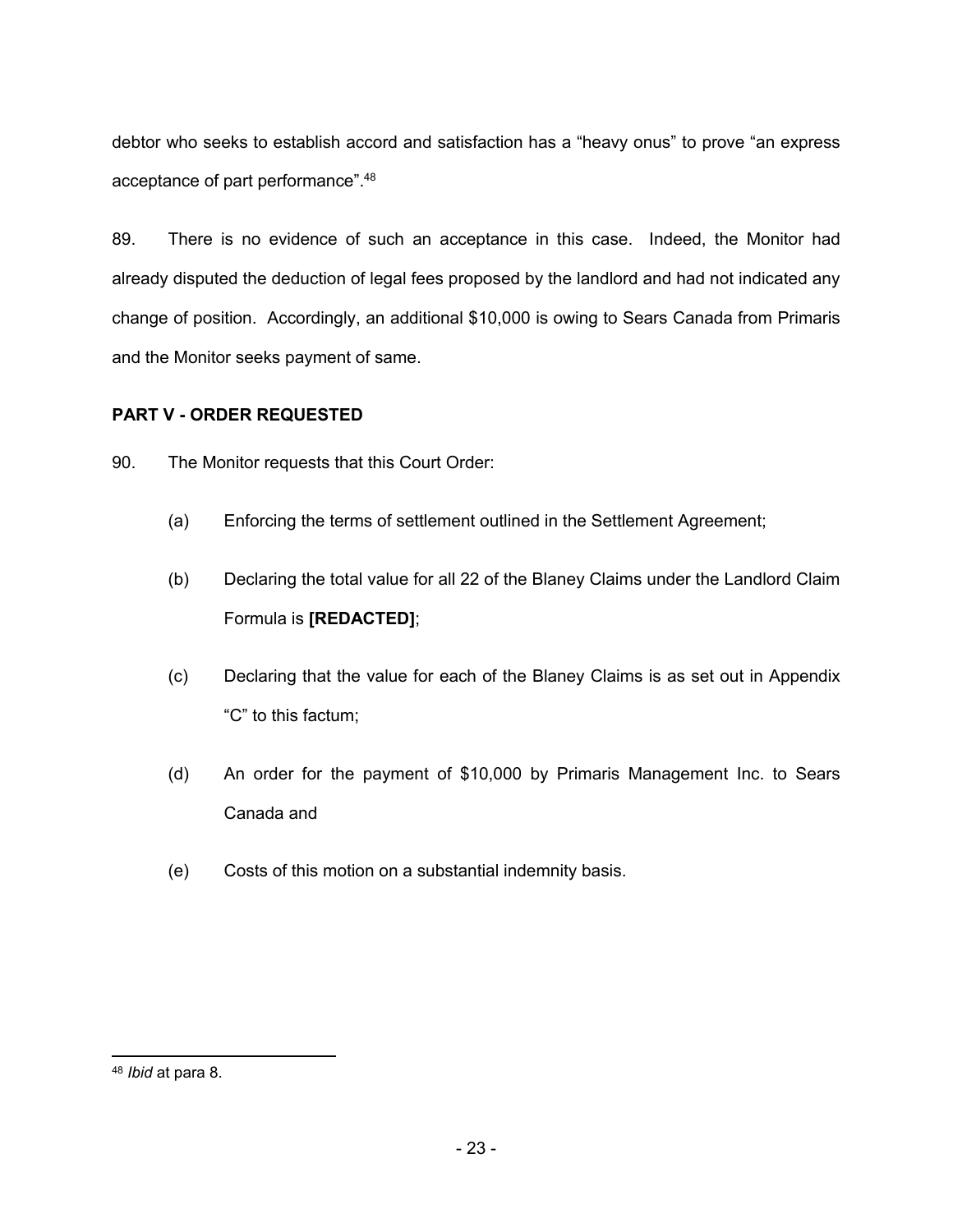debtor who seeks to establish accord and satisfaction has a "heavy onus" to prove "an express acceptance of part performance".[48]

89. There is no evidence of such an acceptance in this case. Indeed, the Monitor had already disputed the deduction of legal fees proposed by the landlord and had not indicated any change of position. Accordingly, an additional $10,000 is owing to Sears Canada from Primaris and the Monitor seeks payment of same.

## PART V - ORDER REQUESTED

90. The Monitor requests that this Court Order:

(a) Enforcing the terms of settlement outlined in the Settlement Agreement;

(b) Declaring the total value for all 22 of the Blaney Claims under the Landlord Claim Formula is **[REDACTED]**;

(c) Declaring that the value for each of the Blaney Claims is as set out in Appendix "C" to this factum;

(d) An order for the payment of $10,000 by Primaris Management Inc. to Sears Canada and

(e) Costs of this motion on a substantial indemnity basis.

---

[48] *Ibid* at para 8.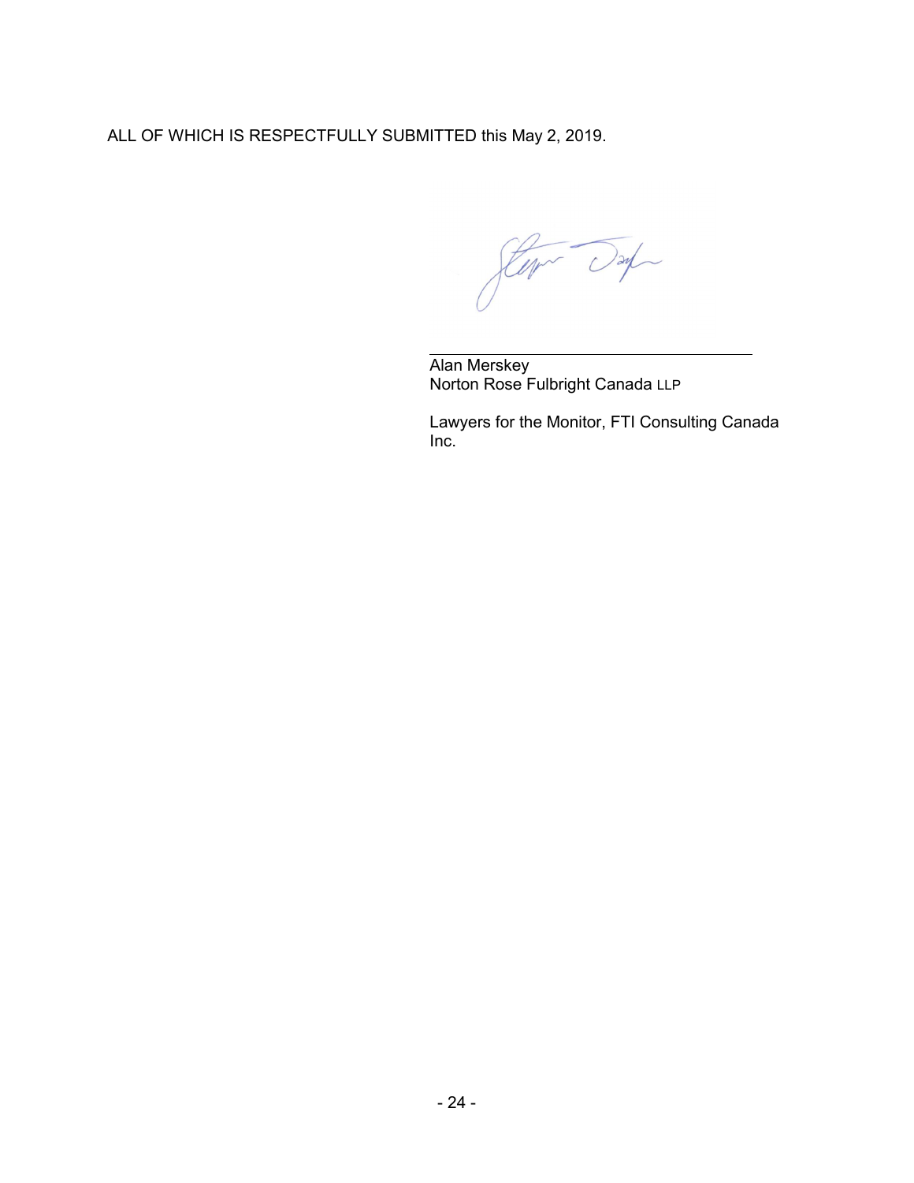ALL OF WHICH IS RESPECTFULLY SUBMITTED this May 2, 2019.

Alan Merskey
Norton Rose Fulbright Canada LLP

Lawyers for the Monitor, FTI Consulting Canada Inc.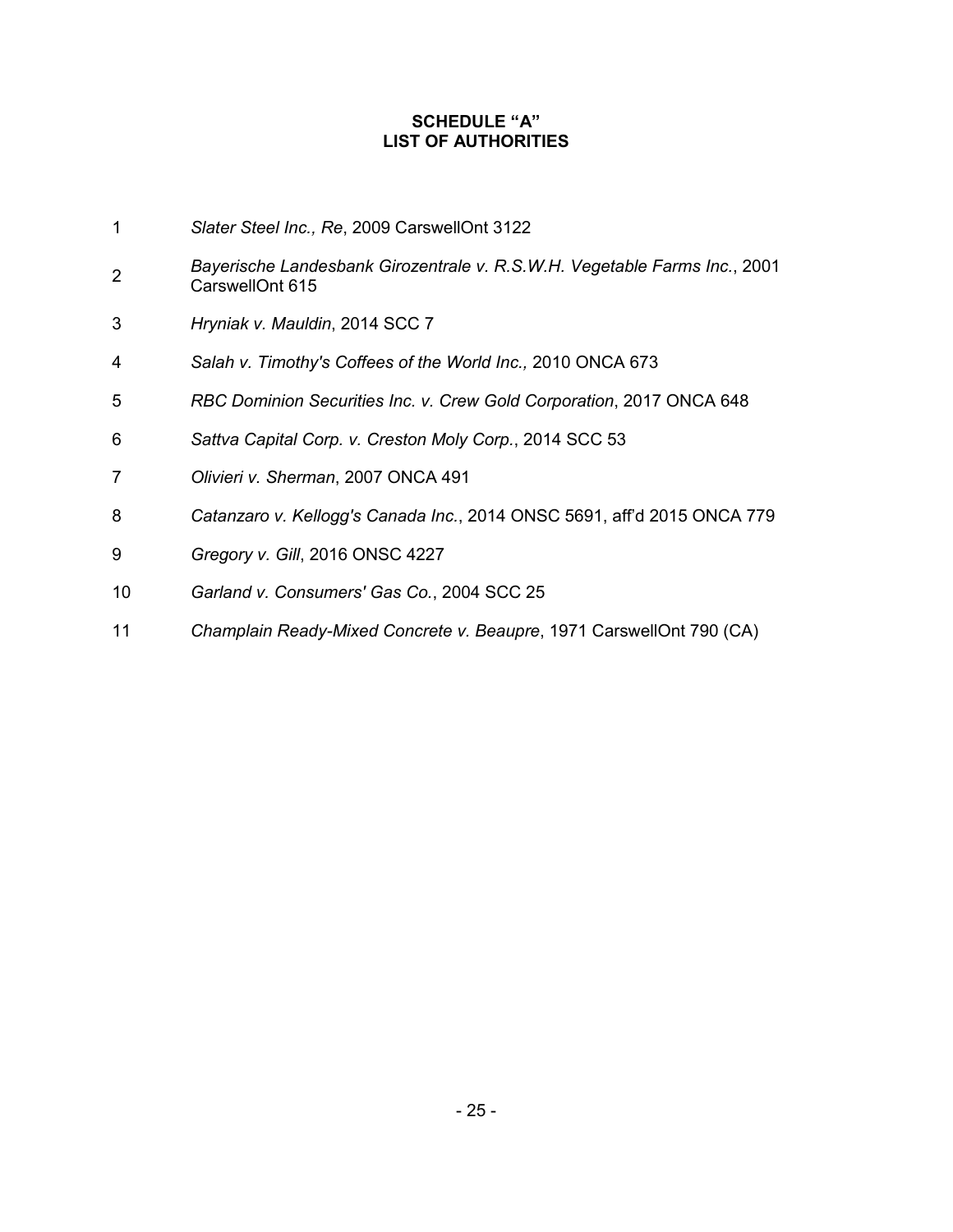**SCHEDULE "A"**
**LIST OF AUTHORITIES**

1. *Slater Steel Inc., Re*, 2009 CarswellOnt 3122
2. *Bayerische Landesbank Girozentrale v. R.S.W.H. Vegetable Farms Inc.*, 2001 CarswellOnt 615
3. *Hryniak v. Mauldin*, 2014 SCC 7
4. *Salah v. Timothy's Coffees of the World Inc.,* 2010 ONCA 673
5. *RBC Dominion Securities Inc. v. Crew Gold Corporation*, 2017 ONCA 648
6. *Sattva Capital Corp. v. Creston Moly Corp.*, 2014 SCC 53
7. *Olivieri v. Sherman*, 2007 ONCA 491
8. *Catanzaro v. Kellogg's Canada Inc.*, 2014 ONSC 5691, aff'd 2015 ONCA 779
9. *Gregory v. Gill*, 2016 ONSC 4227
10. *Garland v. Consumers' Gas Co.*, 2004 SCC 25
11. *Champlain Ready-Mixed Concrete v. Beaupre*, 1971 CarswellOnt 790 (CA)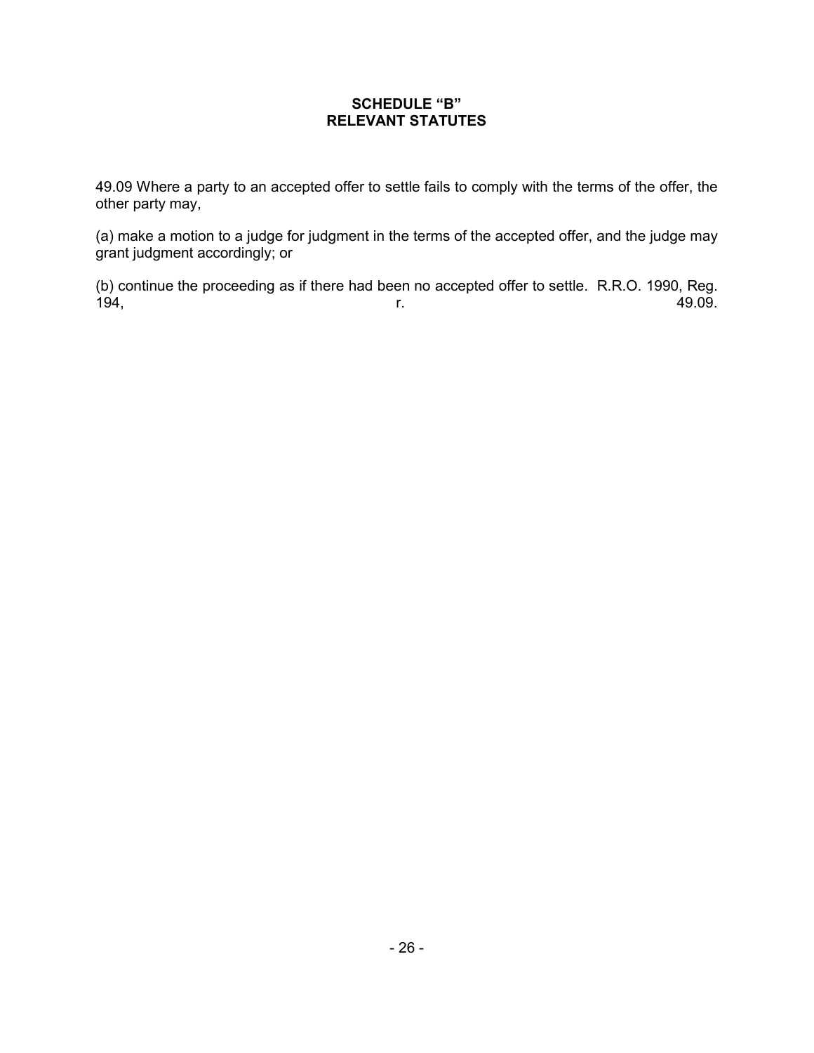# SCHEDULE "B"
# RELEVANT STATUTES

49.09 Where a party to an accepted offer to settle fails to comply with the terms of the offer, the other party may,

(a) make a motion to a judge for judgment in the terms of the accepted offer, and the judge may grant judgment accordingly; or

(b) continue the proceeding as if there had been no accepted offer to settle. R.R.O. 1990, Reg. 194, r. 49.09.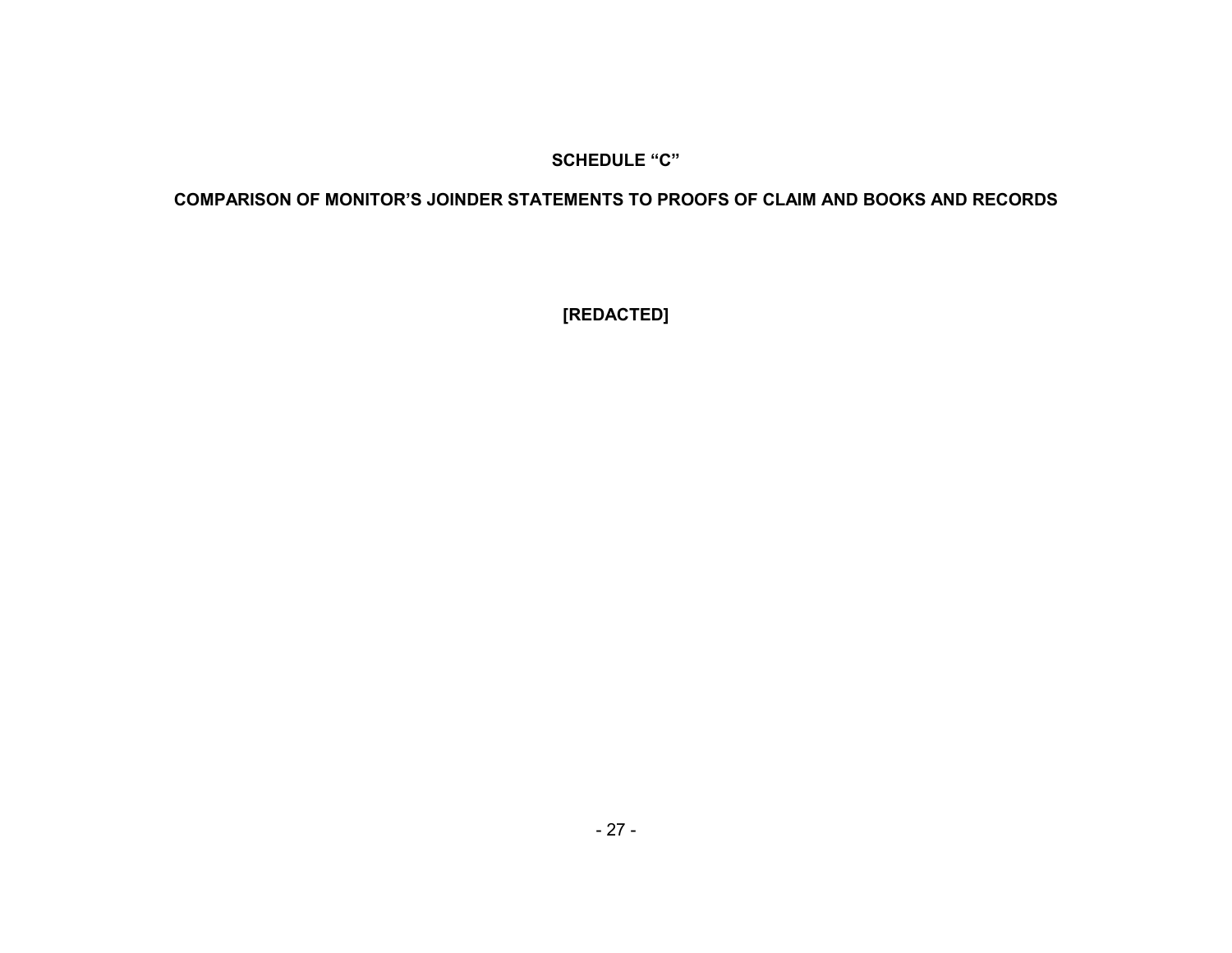## SCHEDULE "C"

## COMPARISON OF MONITOR'S JOINDER STATEMENTS TO PROOFS OF CLAIM AND BOOKS AND RECORDS

**[REDACTED]**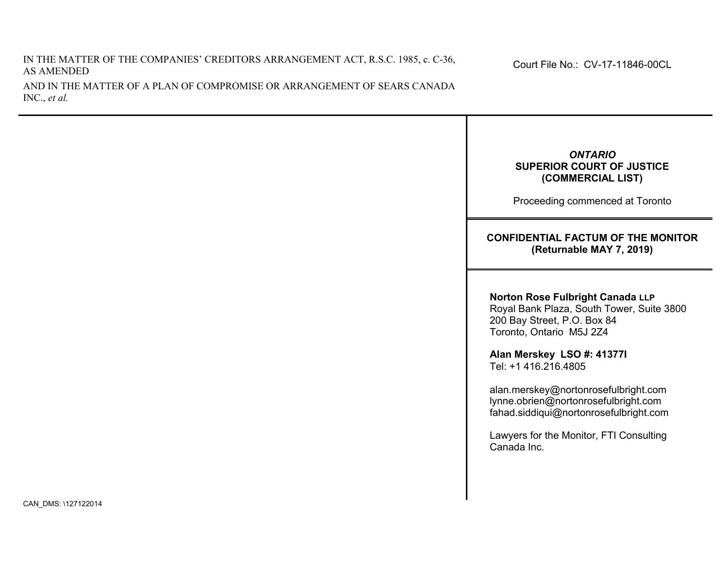IN THE MATTER OF THE COMPANIES' CREDITORS ARRANGEMENT ACT, R.S.C. 1985, c. C-36, AS AMENDED

AND IN THE MATTER OF A PLAN OF COMPROMISE OR ARRANGEMENT OF SEARS CANADA INC., *et al.*

Court File No.: CV-17-11846-00CL

***ONTARIO***
**SUPERIOR COURT OF JUSTICE**
**(COMMERCIAL LIST)**

Proceeding commenced at Toronto

**CONFIDENTIAL FACTUM OF THE MONITOR**
**(Returnable MAY 7, 2019)**

**Norton Rose Fulbright Canada LLP**
Royal Bank Plaza, South Tower, Suite 3800
200 Bay Street, P.O. Box 84
Toronto, Ontario M5J 2Z4

**Alan Merskey LSO #: 41377I**
Tel: +1 416.216.4805

alan.merskey@nortonrosefulbright.com
lynne.obrien@nortonrosefulbright.com
fahad.siddiqui@nortonrosefulbright.com

Lawyers for the Monitor, FTI Consulting Canada Inc.

CAN_DMS: \127122014